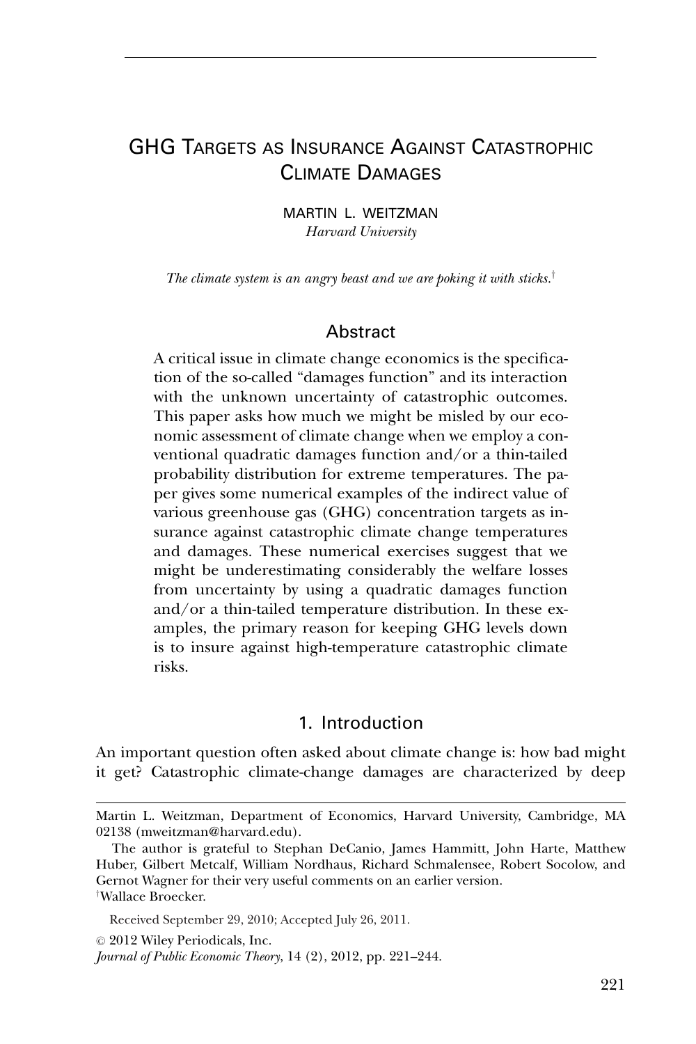# GHG Targets as Insurance Against Catastrophic Climate Damages

MARTIN L. WEITZMAN
*Harvard University*

*The climate system is an angry beast and we are poking it with sticks.*[†]

## Abstract

A critical issue in climate change economics is the specification of the so-called "damages function" and its interaction with the unknown uncertainty of catastrophic outcomes. This paper asks how much we might be misled by our economic assessment of climate change when we employ a conventional quadratic damages function and/or a thin-tailed probability distribution for extreme temperatures. The paper gives some numerical examples of the indirect value of various greenhouse gas (GHG) concentration targets as insurance against catastrophic climate change temperatures and damages. These numerical exercises suggest that we might be underestimating considerably the welfare losses from uncertainty by using a quadratic damages function and/or a thin-tailed temperature distribution. In these examples, the primary reason for keeping GHG levels down is to insure against high-temperature catastrophic climate risks.

## 1. Introduction

An important question often asked about climate change is: how bad might it get? Catastrophic climate-change damages are characterized by deep

---

Martin L. Weitzman, Department of Economics, Harvard University, Cambridge, MA 02138 (mweitzman@harvard.edu).

The author is grateful to Stephan DeCanio, James Hammitt, John Harte, Matthew Huber, Gilbert Metcalf, William Nordhaus, Richard Schmalensee, Robert Socolow, and Gernot Wagner for their very useful comments on an earlier version.

[†]Wallace Broecker.

Received September 29, 2010; Accepted July 26, 2011.

© 2012 Wiley Periodicals, Inc.
*Journal of Public Economic Theory*, 14 (2), 2012, pp. 221–244.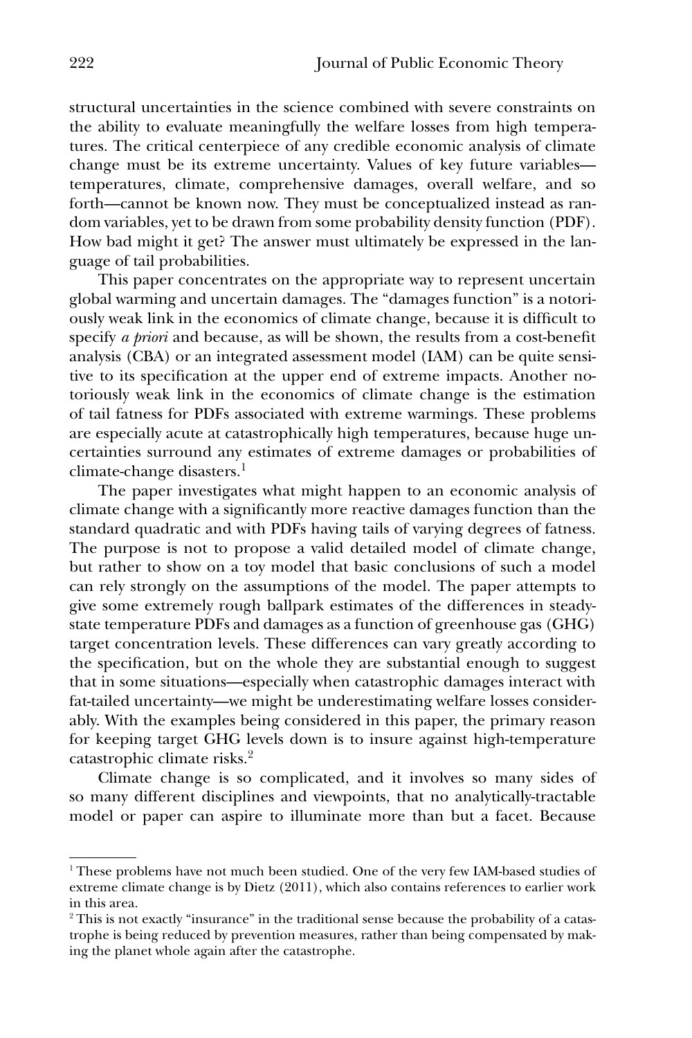structural uncertainties in the science combined with severe constraints on the ability to evaluate meaningfully the welfare losses from high temperatures. The critical centerpiece of any credible economic analysis of climate change must be its extreme uncertainty. Values of key future variables—temperatures, climate, comprehensive damages, overall welfare, and so forth—cannot be known now. They must be conceptualized instead as random variables, yet to be drawn from some probability density function (PDF). How bad might it get? The answer must ultimately be expressed in the language of tail probabilities.

This paper concentrates on the appropriate way to represent uncertain global warming and uncertain damages. The "damages function" is a notoriously weak link in the economics of climate change, because it is difficult to specify *a priori* and because, as will be shown, the results from a cost-benefit analysis (CBA) or an integrated assessment model (IAM) can be quite sensitive to its specification at the upper end of extreme impacts. Another notoriously weak link in the economics of climate change is the estimation of tail fatness for PDFs associated with extreme warmings. These problems are especially acute at catastrophically high temperatures, because huge uncertainties surround any estimates of extreme damages or probabilities of climate-change disasters.[1]

The paper investigates what might happen to an economic analysis of climate change with a significantly more reactive damages function than the standard quadratic and with PDFs having tails of varying degrees of fatness. The purpose is not to propose a valid detailed model of climate change, but rather to show on a toy model that basic conclusions of such a model can rely strongly on the assumptions of the model. The paper attempts to give some extremely rough ballpark estimates of the differences in steady-state temperature PDFs and damages as a function of greenhouse gas (GHG) target concentration levels. These differences can vary greatly according to the specification, but on the whole they are substantial enough to suggest that in some situations—especially when catastrophic damages interact with fat-tailed uncertainty—we might be underestimating welfare losses considerably. With the examples being considered in this paper, the primary reason for keeping target GHG levels down is to insure against high-temperature catastrophic climate risks.[2]

Climate change is so complicated, and it involves so many sides of so many different disciplines and viewpoints, that no analytically-tractable model or paper can aspire to illuminate more than but a facet. Because

---

[1] These problems have not much been studied. One of the very few IAM-based studies of extreme climate change is by Dietz (2011), which also contains references to earlier work in this area.

[2] This is not exactly "insurance" in the traditional sense because the probability of a catastrophe is being reduced by prevention measures, rather than being compensated by making the planet whole again after the catastrophe.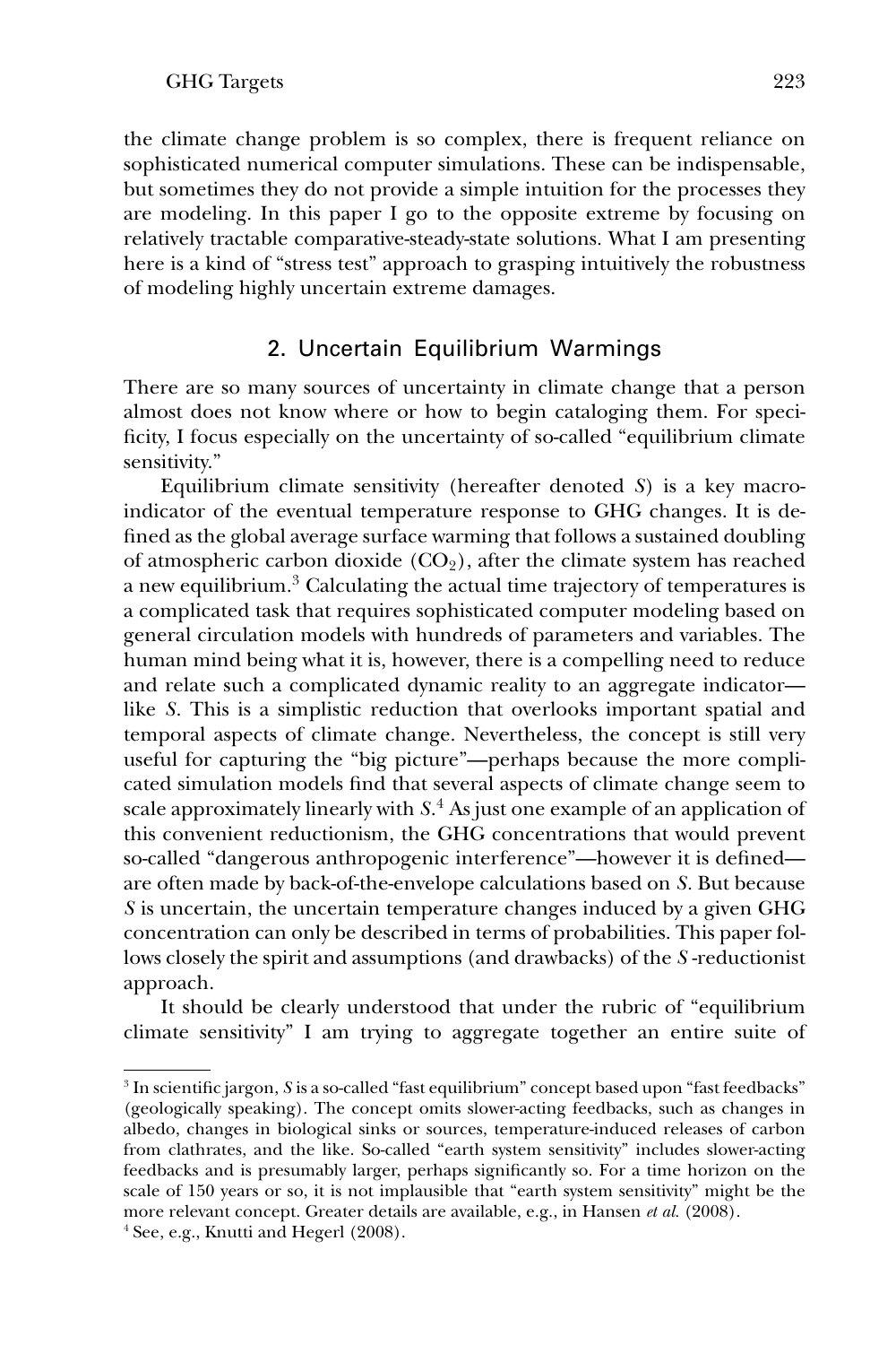the climate change problem is so complex, there is frequent reliance on sophisticated numerical computer simulations. These can be indispensable, but sometimes they do not provide a simple intuition for the processes they are modeling. In this paper I go to the opposite extreme by focusing on relatively tractable comparative-steady-state solutions. What I am presenting here is a kind of "stress test" approach to grasping intuitively the robustness of modeling highly uncertain extreme damages.

## 2. Uncertain Equilibrium Warmings

There are so many sources of uncertainty in climate change that a person almost does not know where or how to begin cataloging them. For specificity, I focus especially on the uncertainty of so-called "equilibrium climate sensitivity."

Equilibrium climate sensitivity (hereafter denoted $S$) is a key macro-indicator of the eventual temperature response to GHG changes. It is defined as the global average surface warming that follows a sustained doubling of atmospheric carbon dioxide ($CO_2$), after the climate system has reached a new equilibrium.[3] Calculating the actual time trajectory of temperatures is a complicated task that requires sophisticated computer modeling based on general circulation models with hundreds of parameters and variables. The human mind being what it is, however, there is a compelling need to reduce and relate such a complicated dynamic reality to an aggregate indicator—like $S$. This is a simplistic reduction that overlooks important spatial and temporal aspects of climate change. Nevertheless, the concept is still very useful for capturing the "big picture"—perhaps because the more complicated simulation models find that several aspects of climate change seem to scale approximately linearly with $S$.[4] As just one example of an application of this convenient reductionism, the GHG concentrations that would prevent so-called "dangerous anthropogenic interference"—however it is defined—are often made by back-of-the-envelope calculations based on $S$. But because $S$ is uncertain, the uncertain temperature changes induced by a given GHG concentration can only be described in terms of probabilities. This paper follows closely the spirit and assumptions (and drawbacks) of the $S$-reductionist approach.

It should be clearly understood that under the rubric of "equilibrium climate sensitivity" I am trying to aggregate together an entire suite of

[3] In scientific jargon, $S$ is a so-called "fast equilibrium" concept based upon "fast feedbacks" (geologically speaking). The concept omits slower-acting feedbacks, such as changes in albedo, changes in biological sinks or sources, temperature-induced releases of carbon from clathrates, and the like. So-called "earth system sensitivity" includes slower-acting feedbacks and is presumably larger, perhaps significantly so. For a time horizon on the scale of 150 years or so, it is not implausible that "earth system sensitivity" might be the more relevant concept. Greater details are available, e.g., in Hansen *et al.* (2008).

[4] See, e.g., Knutti and Hegerl (2008).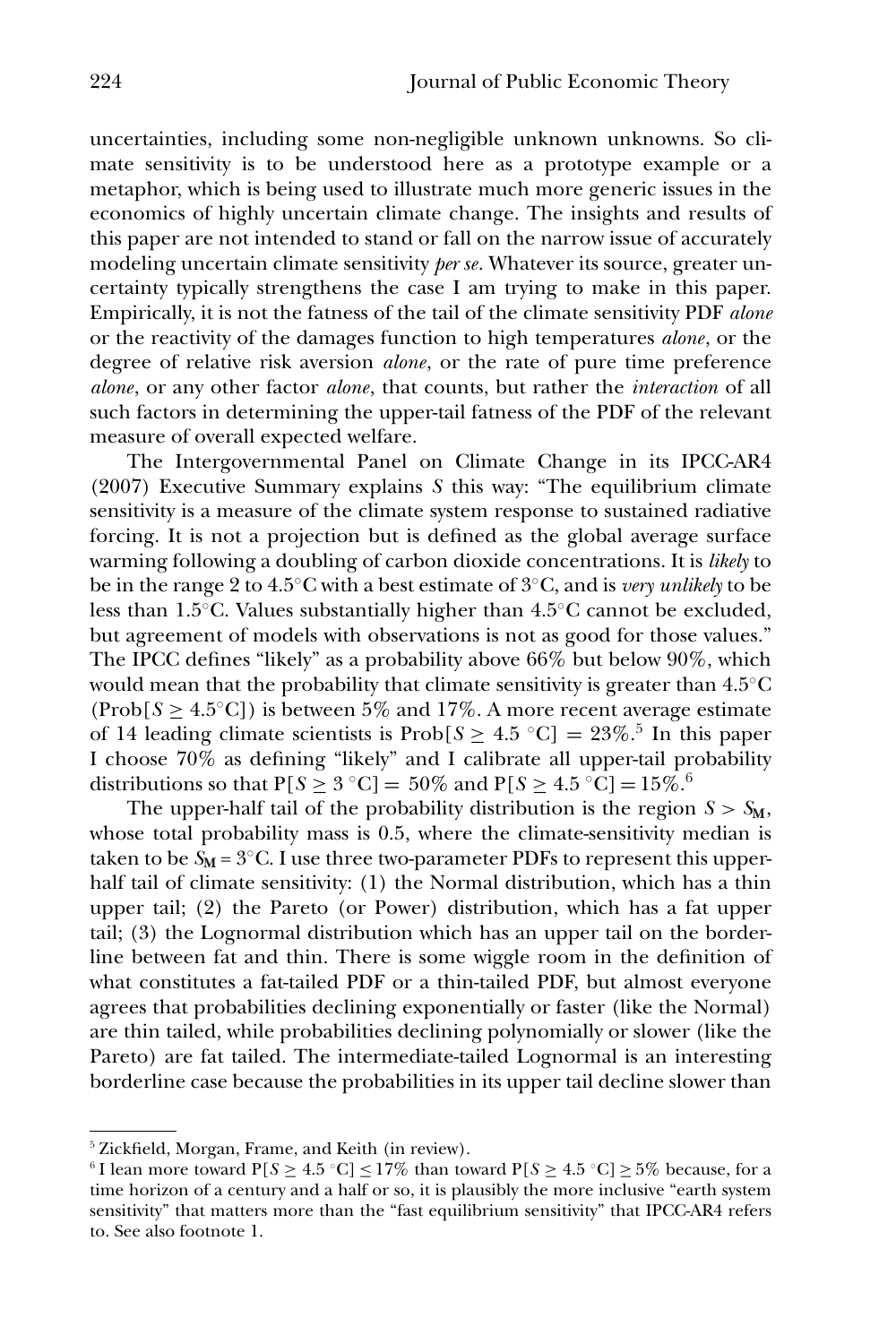uncertainties, including some non-negligible unknown unknowns. So climate sensitivity is to be understood here as a prototype example or a metaphor, which is being used to illustrate much more generic issues in the economics of highly uncertain climate change. The insights and results of this paper are not intended to stand or fall on the narrow issue of accurately modeling uncertain climate sensitivity *per se*. Whatever its source, greater uncertainty typically strengthens the case I am trying to make in this paper. Empirically, it is not the fatness of the tail of the climate sensitivity PDF *alone* or the reactivity of the damages function to high temperatures *alone*, or the degree of relative risk aversion *alone*, or the rate of pure time preference *alone*, or any other factor *alone*, that counts, but rather the *interaction* of all such factors in determining the upper-tail fatness of the PDF of the relevant measure of overall expected welfare.

The Intergovernmental Panel on Climate Change in its IPCC-AR4 (2007) Executive Summary explains $S$ this way: "The equilibrium climate sensitivity is a measure of the climate system response to sustained radiative forcing. It is not a projection but is defined as the global average surface warming following a doubling of carbon dioxide concentrations. It is *likely* to be in the range 2 to 4.5°C with a best estimate of 3°C, and is *very unlikely* to be less than 1.5°C. Values substantially higher than 4.5°C cannot be excluded, but agreement of models with observations is not as good for those values." The IPCC defines "likely" as a probability above 66% but below 90%, which would mean that the probability that climate sensitivity is greater than 4.5°C ($\text{Prob}[S \geq 4.5°\text{C}]$) is between 5% and 17%. A more recent average estimate of 14 leading climate scientists is $\text{Prob}[S \geq 4.5\ °\text{C}] = 23\%$.[5] In this paper I choose 70% as defining "likely" and I calibrate all upper-tail probability distributions so that $\text{P}[S \geq 3\ °\text{C}] = 50\%$ and $\text{P}[S \geq 4.5\ °\text{C}] = 15\%$.[6]

The upper-half tail of the probability distribution is the region $S > S_{\mathbf{M}}$, whose total probability mass is 0.5, where the climate-sensitivity median is taken to be $S_{\mathbf{M}} = 3°\text{C}$. I use three two-parameter PDFs to represent this upper-half tail of climate sensitivity: (1) the Normal distribution, which has a thin upper tail; (2) the Pareto (or Power) distribution, which has a fat upper tail; (3) the Lognormal distribution which has an upper tail on the borderline between fat and thin. There is some wiggle room in the definition of what constitutes a fat-tailed PDF or a thin-tailed PDF, but almost everyone agrees that probabilities declining exponentially or faster (like the Normal) are thin tailed, while probabilities declining polynomially or slower (like the Pareto) are fat tailed. The intermediate-tailed Lognormal is an interesting borderline case because the probabilities in its upper tail decline slower than

---

[5] Zickfield, Morgan, Frame, and Keith (in review).

[6] I lean more toward $\text{P}[S \geq 4.5\ °\text{C}] \leq 17\%$ than toward $\text{P}[S \geq 4.5\ °\text{C}] \geq 5\%$ because, for a time horizon of a century and a half or so, it is plausibly the more inclusive "earth system sensitivity" that matters more than the "fast equilibrium sensitivity" that IPCC-AR4 refers to. See also footnote 1.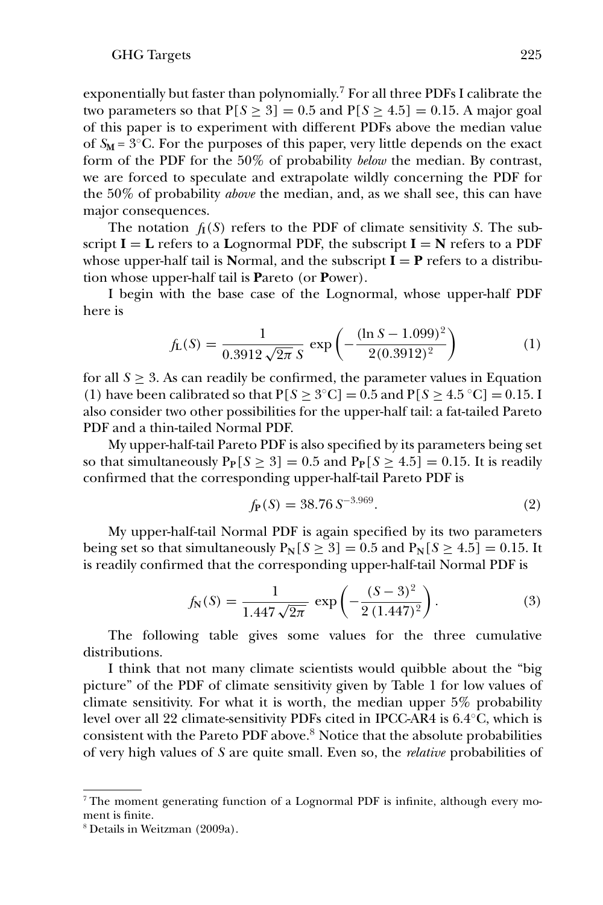exponentially but faster than polynomially.[7] For all three PDFs I calibrate the two parameters so that $P[S \geq 3] = 0.5$ and $P[S \geq 4.5] = 0.15$. A major goal of this paper is to experiment with different PDFs above the median value of $S_M = 3°C$. For the purposes of this paper, very little depends on the exact form of the PDF for the 50% of probability *below* the median. By contrast, we are forced to speculate and extrapolate wildly concerning the PDF for the 50% of probability *above* the median, and, as we shall see, this can have major consequences.

The notation $f_I(S)$ refers to the PDF of climate sensitivity $S$. The subscript $\mathbf{I} = \mathbf{L}$ refers to a **L**ognormal PDF, the subscript $\mathbf{I} = \mathbf{N}$ refers to a PDF whose upper-half tail is **N**ormal, and the subscript $\mathbf{I} = \mathbf{P}$ refers to a distribution whose upper-half tail is **P**areto (or **P**ower).

I begin with the base case of the Lognormal, whose upper-half PDF here is

$$f_{\mathbf{L}}(S) = \frac{1}{0.3912\sqrt{2\pi}\,S}\exp\left(-\frac{(\ln S - 1.099)^2}{2(0.3912)^2}\right) \tag{1}$$

for all $S \geq 3$. As can readily be confirmed, the parameter values in Equation (1) have been calibrated so that $P[S \geq 3°C] = 0.5$ and $P[S \geq 4.5\,°C] = 0.15$. I also consider two other possibilities for the upper-half tail: a fat-tailed Pareto PDF and a thin-tailed Normal PDF.

My upper-half-tail Pareto PDF is also specified by its parameters being set so that simultaneously $P_{\mathbf{P}}[S \geq 3] = 0.5$ and $P_{\mathbf{P}}[S \geq 4.5] = 0.15$. It is readily confirmed that the corresponding upper-half-tail Pareto PDF is

$$f_{\mathbf{P}}(S) = 38.76\,S^{-3.969}. \tag{2}$$

My upper-half-tail Normal PDF is again specified by its two parameters being set so that simultaneously $P_{\mathbf{N}}[S \geq 3] = 0.5$ and $P_{\mathbf{N}}[S \geq 4.5] = 0.15$. It is readily confirmed that the corresponding upper-half-tail Normal PDF is

$$f_{\mathbf{N}}(S) = \frac{1}{1.447\sqrt{2\pi}}\exp\left(-\frac{(S-3)^2}{2\,(1.447)^2}\right). \tag{3}$$

The following table gives some values for the three cumulative distributions.

I think that not many climate scientists would quibble about the "big picture" of the PDF of climate sensitivity given by Table 1 for low values of climate sensitivity. For what it is worth, the median upper 5% probability level over all 22 climate-sensitivity PDFs cited in IPCC-AR4 is 6.4°C, which is consistent with the Pareto PDF above.[8] Notice that the absolute probabilities of very high values of $S$ are quite small. Even so, the *relative* probabilities of

---

[7] The moment generating function of a Lognormal PDF is infinite, although every moment is finite.

[8] Details in Weitzman (2009a).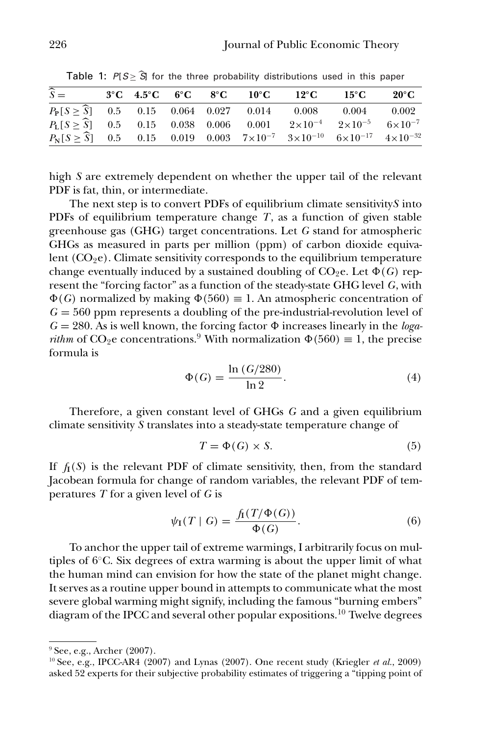Table 1: $P[S \geq \widehat{S}]$ for the three probability distributions used in this paper

| $\widehat{S} =$ | 3°C | 4.5°C | 6°C | 8°C | 10°C | 12°C | 15°C | 20°C |
|---|---|---|---|---|---|---|---|---|
| $P_P[S \geq \widehat{S}]$ | 0.5 | 0.15 | 0.064 | 0.027 | 0.014 | 0.008 | 0.004 | 0.002 |
| $P_L[S \geq \widehat{S}]$ | 0.5 | 0.15 | 0.038 | 0.006 | 0.001 | $2\times10^{-4}$ | $2\times10^{-5}$ | $6\times10^{-7}$ |
| $P_N[S \geq \widehat{S}]$ | 0.5 | 0.15 | 0.019 | 0.003 | $7\times10^{-7}$ | $3\times10^{-10}$ | $6\times10^{-17}$ | $4\times10^{-32}$ |

high $S$ are extremely dependent on whether the upper tail of the relevant PDF is fat, thin, or intermediate.

The next step is to convert PDFs of equilibrium climate sensitivity $S$ into PDFs of equilibrium temperature change $T$, as a function of given stable greenhouse gas (GHG) target concentrations. Let $G$ stand for atmospheric GHGs as measured in parts per million (ppm) of carbon dioxide equivalent ($CO_2$e). Climate sensitivity corresponds to the equilibrium temperature change eventually induced by a sustained doubling of $CO_2$e. Let $\Phi(G)$ represent the "forcing factor" as a function of the steady-state GHG level $G$, with $\Phi(G)$ normalized by making $\Phi(560) \equiv 1$. An atmospheric concentration of $G = 560$ ppm represents a doubling of the pre-industrial-revolution level of $G = 280$. As is well known, the forcing factor $\Phi$ increases linearly in the *logarithm* of $CO_2$e concentrations.[9] With normalization $\Phi(560) \equiv 1$, the precise formula is

$$\Phi(G) = \frac{\ln(G/280)}{\ln 2}. \tag{4}$$

Therefore, a given constant level of GHGs $G$ and a given equilibrium climate sensitivity $S$ translates into a steady-state temperature change of

$$T = \Phi(G) \times S. \tag{5}$$

If $f_I(S)$ is the relevant PDF of climate sensitivity, then, from the standard Jacobean formula for change of random variables, the relevant PDF of temperatures $T$ for a given level of $G$ is

$$\psi_I(T \mid G) = \frac{f_I(T/\Phi(G))}{\Phi(G)}. \tag{6}$$

To anchor the upper tail of extreme warmings, I arbitrarily focus on multiples of 6°C. Six degrees of extra warming is about the upper limit of what the human mind can envision for how the state of the planet might change. It serves as a routine upper bound in attempts to communicate what the most severe global warming might signify, including the famous "burning embers" diagram of the IPCC and several other popular expositions.[10] Twelve degrees

[9] See, e.g., Archer (2007).

[10] See, e.g., IPCC-AR4 (2007) and Lynas (2007). One recent study (Kriegler *et al.*, 2009) asked 52 experts for their subjective probability estimates of triggering a "tipping point of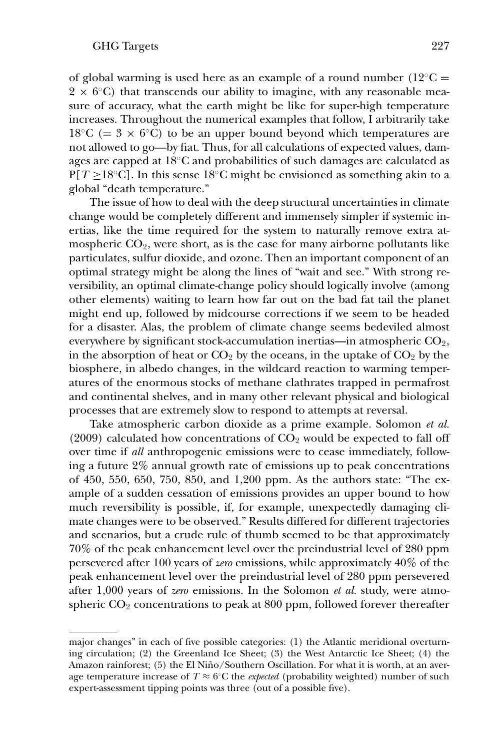of global warming is used here as an example of a round number ($12^\circ$C = $2 \times 6^\circ$C) that transcends our ability to imagine, with any reasonable measure of accuracy, what the earth might be like for super-high temperature increases. Throughout the numerical examples that follow, I arbitrarily take $18^\circ$C (= $3 \times 6^\circ$C) to be an upper bound beyond which temperatures are not allowed to go—by fiat. Thus, for all calculations of expected values, damages are capped at $18^\circ$C and probabilities of such damages are calculated as $P[T \geq 18^\circ C]$. In this sense $18^\circ$C might be envisioned as something akin to a global "death temperature."

The issue of how to deal with the deep structural uncertainties in climate change would be completely different and immensely simpler if systemic inertias, like the time required for the system to naturally remove extra atmospheric $CO_2$, were short, as is the case for many airborne pollutants like particulates, sulfur dioxide, and ozone. Then an important component of an optimal strategy might be along the lines of "wait and see." With strong reversibility, an optimal climate-change policy should logically involve (among other elements) waiting to learn how far out on the bad fat tail the planet might end up, followed by midcourse corrections if we seem to be headed for a disaster. Alas, the problem of climate change seems bedeviled almost everywhere by significant stock-accumulation inertias—in atmospheric $CO_2$, in the absorption of heat or $CO_2$ by the oceans, in the uptake of $CO_2$ by the biosphere, in albedo changes, in the wildcard reaction to warming temperatures of the enormous stocks of methane clathrates trapped in permafrost and continental shelves, and in many other relevant physical and biological processes that are extremely slow to respond to attempts at reversal.

Take atmospheric carbon dioxide as a prime example. Solomon *et al.* (2009) calculated how concentrations of $CO_2$ would be expected to fall off over time if *all* anthropogenic emissions were to cease immediately, following a future 2% annual growth rate of emissions up to peak concentrations of 450, 550, 650, 750, 850, and 1,200 ppm. As the authors state: "The example of a sudden cessation of emissions provides an upper bound to how much reversibility is possible, if, for example, unexpectedly damaging climate changes were to be observed." Results differed for different trajectories and scenarios, but a crude rule of thumb seemed to be that approximately 70% of the peak enhancement level over the preindustrial level of 280 ppm persevered after 100 years of *zero* emissions, while approximately 40% of the peak enhancement level over the preindustrial level of 280 ppm persevered after 1,000 years of *zero* emissions. In the Solomon *et al.* study, were atmospheric $CO_2$ concentrations to peak at 800 ppm, followed forever thereafter

---

major changes" in each of five possible categories: (1) the Atlantic meridional overturning circulation; (2) the Greenland Ice Sheet; (3) the West Antarctic Ice Sheet; (4) the Amazon rainforest; (5) the El Niño/Southern Oscillation. For what it is worth, at an average temperature increase of $T \approx 6^\circ$C the *expected* (probability weighted) number of such expert-assessment tipping points was three (out of a possible five).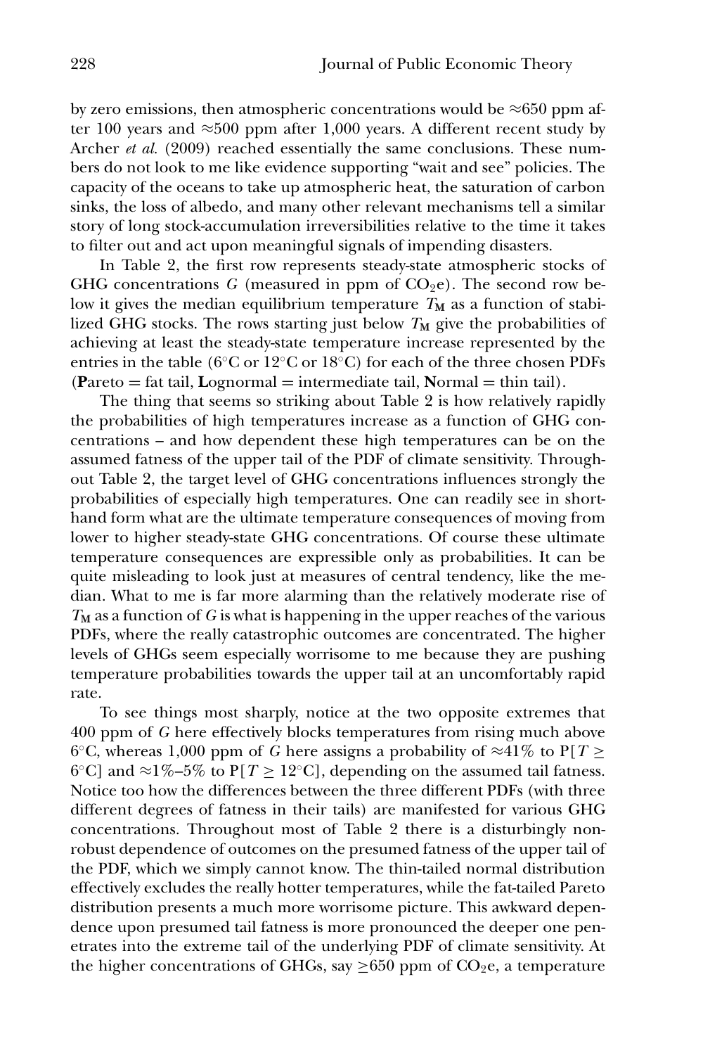by zero emissions, then atmospheric concentrations would be ≈650 ppm after 100 years and ≈500 ppm after 1,000 years. A different recent study by Archer *et al.* (2009) reached essentially the same conclusions. These numbers do not look to me like evidence supporting "wait and see" policies. The capacity of the oceans to take up atmospheric heat, the saturation of carbon sinks, the loss of albedo, and many other relevant mechanisms tell a similar story of long stock-accumulation irreversibilities relative to the time it takes to filter out and act upon meaningful signals of impending disasters.

In Table 2, the first row represents steady-state atmospheric stocks of GHG concentrations $G$ (measured in ppm of $CO_2e$). The second row below it gives the median equilibrium temperature $T_{\mathbf{M}}$ as a function of stabilized GHG stocks. The rows starting just below $T_{\mathbf{M}}$ give the probabilities of achieving at least the steady-state temperature increase represented by the entries in the table (6°C or 12°C or 18°C) for each of the three chosen PDFs (**P**areto = fat tail, **L**ognormal = intermediate tail, **N**ormal = thin tail).

The thing that seems so striking about Table 2 is how relatively rapidly the probabilities of high temperatures increase as a function of GHG concentrations – and how dependent these high temperatures can be on the assumed fatness of the upper tail of the PDF of climate sensitivity. Throughout Table 2, the target level of GHG concentrations influences strongly the probabilities of especially high temperatures. One can readily see in shorthand form what are the ultimate temperature consequences of moving from lower to higher steady-state GHG concentrations. Of course these ultimate temperature consequences are expressible only as probabilities. It can be quite misleading to look just at measures of central tendency, like the median. What to me is far more alarming than the relatively moderate rise of $T_{\mathbf{M}}$ as a function of $G$ is what is happening in the upper reaches of the various PDFs, where the really catastrophic outcomes are concentrated. The higher levels of GHGs seem especially worrisome to me because they are pushing temperature probabilities towards the upper tail at an uncomfortably rapid rate.

To see things most sharply, notice at the two opposite extremes that 400 ppm of $G$ here effectively blocks temperatures from rising much above 6°C, whereas 1,000 ppm of $G$ here assigns a probability of ≈41% to $P[T \geq 6°C]$ and ≈1%–5% to $P[T \geq 12°C]$, depending on the assumed tail fatness. Notice too how the differences between the three different PDFs (with three different degrees of fatness in their tails) are manifested for various GHG concentrations. Throughout most of Table 2 there is a disturbingly nonrobust dependence of outcomes on the presumed fatness of the upper tail of the PDF, which we simply cannot know. The thin-tailed normal distribution effectively excludes the really hotter temperatures, while the fat-tailed Pareto distribution presents a much more worrisome picture. This awkward dependence upon presumed tail fatness is more pronounced the deeper one penetrates into the extreme tail of the underlying PDF of climate sensitivity. At the higher concentrations of GHGs, say ≥650 ppm of $CO_2e$, a temperature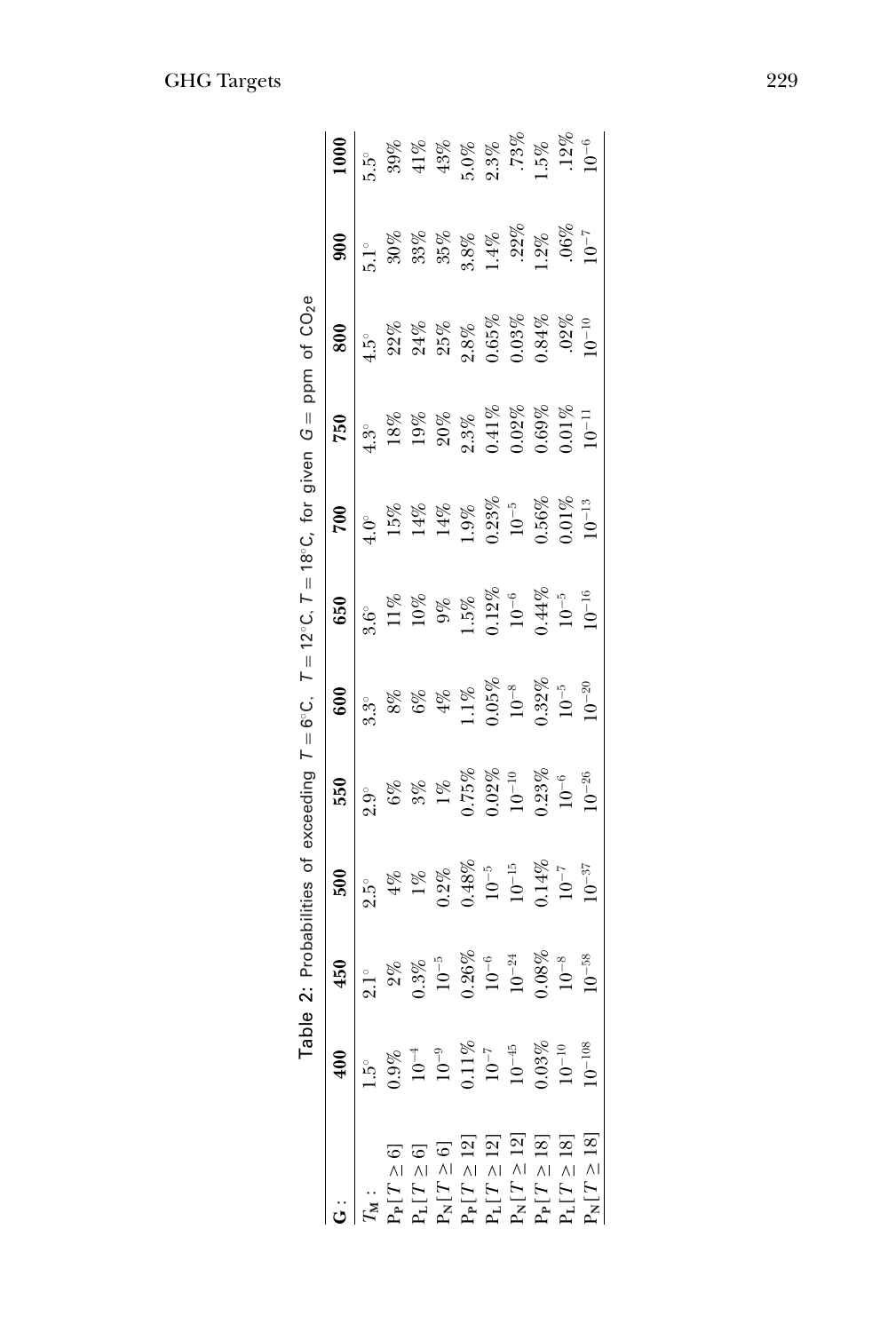Table 2: Probabilities of exceeding $T = 6°C$, $T = 12°C$, $T = 18°C$, for given $G$ = ppm of $CO_2e$

| **G :** | **400** | **450** | **500** | **550** | **600** | **650** | **700** | **750** | **800** | **900** | **1000** |
|---|---|---|---|---|---|---|---|---|---|---|---|
| $T_M$ : | 1.5° | 2.1° | 2.5° | 2.9° | 3.3° | 3.6° | 4.0° | 4.3° | 4.5° | 5.1° | 5.5° |
| $P_P[T \geq 6]$ | 0.9% | 2% | 4% | 6% | 8% | 11% | 15% | 18% | 22% | 30% | 39% |
| $P_L[T \geq 6]$ | $10^{-4}$ | 0.3% | 1% | 3% | 6% | 10% | 14% | 19% | 24% | 33% | 41% |
| $P_N[T \geq 6]$ | $10^{-9}$ | $10^{-5}$ | 0.2% | 1% | 4% | 9% | 14% | 20% | 25% | 35% | 43% |
| $P_P[T \geq 12]$ | 0.11% | 0.26% | 0.48% | 0.75% | 1.1% | 1.5% | 1.9% | 2.3% | 2.8% | 3.8% | 5.0% |
| $P_L[T \geq 12]$ | $10^{-7}$ | $10^{-6}$ | $10^{-5}$ | 0.02% | 0.05% | 0.12% | 0.23% | 0.41% | 0.65% | 1.4% | 2.3% |
| $P_N[T \geq 12]$ | $10^{-45}$ | $10^{-24}$ | $10^{-15}$ | $10^{-10}$ | $10^{-8}$ | $10^{-6}$ | $10^{-5}$ | 0.02% | 0.03% | .22% | .73% |
| $P_P[T \geq 18]$ | 0.03% | 0.08% | 0.14% | 0.23% | 0.32% | 0.44% | 0.56% | 0.69% | 0.84% | 1.2% | 1.5% |
| $P_L[T \geq 18]$ | $10^{-10}$ | $10^{-8}$ | $10^{-7}$ | $10^{-6}$ | $10^{-5}$ | $10^{-5}$ | 0.01% | 0.01% | .02% | .06% | .12% |
| $P_N[T \geq 18]$ | $10^{-108}$ | $10^{-58}$ | $10^{-37}$ | $10^{-26}$ | $10^{-20}$ | $10^{-16}$ | $10^{-13}$ | $10^{-11}$ | $10^{-10}$ | $10^{-7}$ | $10^{-6}$ |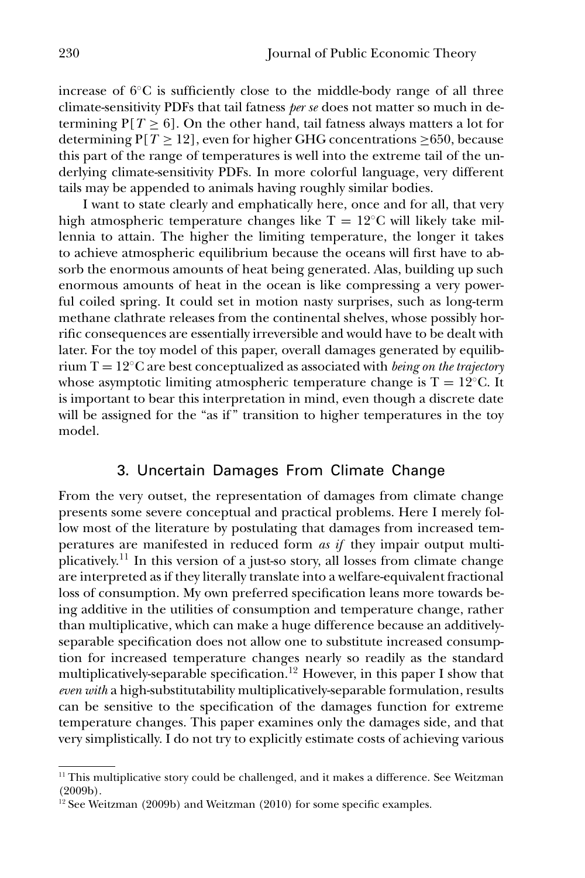increase of 6°C is sufficiently close to the middle-body range of all three climate-sensitivity PDFs that tail fatness *per se* does not matter so much in determining $P[T \geq 6]$. On the other hand, tail fatness always matters a lot for determining $P[T \geq 12]$, even for higher GHG concentrations $\geq$650, because this part of the range of temperatures is well into the extreme tail of the underlying climate-sensitivity PDFs. In more colorful language, very different tails may be appended to animals having roughly similar bodies.

I want to state clearly and emphatically here, once and for all, that very high atmospheric temperature changes like $T = 12$°C will likely take millennia to attain. The higher the limiting temperature, the longer it takes to achieve atmospheric equilibrium because the oceans will first have to absorb the enormous amounts of heat being generated. Alas, building up such enormous amounts of heat in the ocean is like compressing a very powerful coiled spring. It could set in motion nasty surprises, such as long-term methane clathrate releases from the continental shelves, whose possibly horrific consequences are essentially irreversible and would have to be dealt with later. For the toy model of this paper, overall damages generated by equilibrium $T = 12$°C are best conceptualized as associated with *being on the trajectory* whose asymptotic limiting atmospheric temperature change is $T = 12$°C. It is important to bear this interpretation in mind, even though a discrete date will be assigned for the "as if" transition to higher temperatures in the toy model.

## 3. Uncertain Damages From Climate Change

From the very outset, the representation of damages from climate change presents some severe conceptual and practical problems. Here I merely follow most of the literature by postulating that damages from increased temperatures are manifested in reduced form *as if* they impair output multiplicatively.[11] In this version of a just-so story, all losses from climate change are interpreted as if they literally translate into a welfare-equivalent fractional loss of consumption. My own preferred specification leans more towards being additive in the utilities of consumption and temperature change, rather than multiplicative, which can make a huge difference because an additively-separable specification does not allow one to substitute increased consumption for increased temperature changes nearly so readily as the standard multiplicatively-separable specification.[12] However, in this paper I show that *even with* a high-substitutability multiplicatively-separable formulation, results can be sensitive to the specification of the damages function for extreme temperature changes. This paper examines only the damages side, and that very simplistically. I do not try to explicitly estimate costs of achieving various

[11] This multiplicative story could be challenged, and it makes a difference. See Weitzman (2009b).

[12] See Weitzman (2009b) and Weitzman (2010) for some specific examples.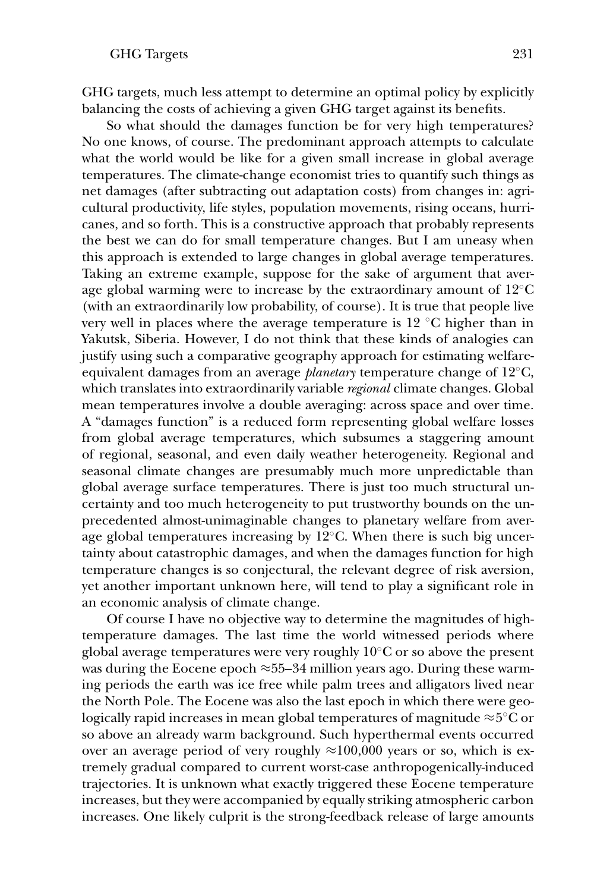GHG targets, much less attempt to determine an optimal policy by explicitly balancing the costs of achieving a given GHG target against its benefits.

So what should the damages function be for very high temperatures? No one knows, of course. The predominant approach attempts to calculate what the world would be like for a given small increase in global average temperatures. The climate-change economist tries to quantify such things as net damages (after subtracting out adaptation costs) from changes in: agricultural productivity, life styles, population movements, rising oceans, hurricanes, and so forth. This is a constructive approach that probably represents the best we can do for small temperature changes. But I am uneasy when this approach is extended to large changes in global average temperatures. Taking an extreme example, suppose for the sake of argument that average global warming were to increase by the extraordinary amount of 12°C (with an extraordinarily low probability, of course). It is true that people live very well in places where the average temperature is 12 °C higher than in Yakutsk, Siberia. However, I do not think that these kinds of analogies can justify using such a comparative geography approach for estimating welfare-equivalent damages from an average *planetary* temperature change of 12°C, which translates into extraordinarily variable *regional* climate changes. Global mean temperatures involve a double averaging: across space and over time. A "damages function" is a reduced form representing global welfare losses from global average temperatures, which subsumes a staggering amount of regional, seasonal, and even daily weather heterogeneity. Regional and seasonal climate changes are presumably much more unpredictable than global average surface temperatures. There is just too much structural uncertainty and too much heterogeneity to put trustworthy bounds on the unprecedented almost-unimaginable changes to planetary welfare from average global temperatures increasing by 12°C. When there is such big uncertainty about catastrophic damages, and when the damages function for high temperature changes is so conjectural, the relevant degree of risk aversion, yet another important unknown here, will tend to play a significant role in an economic analysis of climate change.

Of course I have no objective way to determine the magnitudes of high-temperature damages. The last time the world witnessed periods where global average temperatures were very roughly 10°C or so above the present was during the Eocene epoch ≈55–34 million years ago. During these warming periods the earth was ice free while palm trees and alligators lived near the North Pole. The Eocene was also the last epoch in which there were geologically rapid increases in mean global temperatures of magnitude ≈5°C or so above an already warm background. Such hyperthermal events occurred over an average period of very roughly ≈100,000 years or so, which is extremely gradual compared to current worst-case anthropogenically-induced trajectories. It is unknown what exactly triggered these Eocene temperature increases, but they were accompanied by equally striking atmospheric carbon increases. One likely culprit is the strong-feedback release of large amounts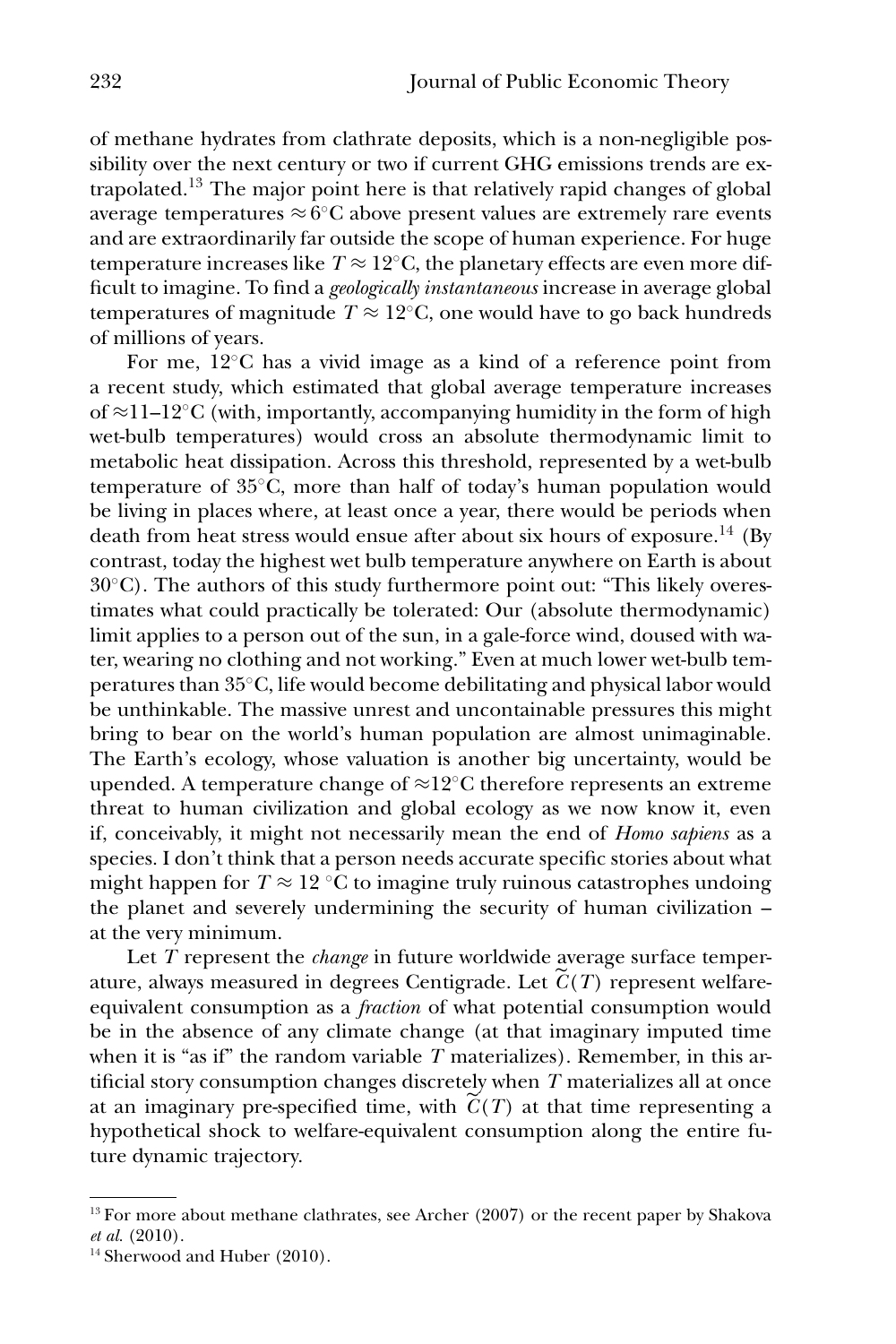of methane hydrates from clathrate deposits, which is a non-negligible possibility over the next century or two if current GHG emissions trends are extrapolated.[13] The major point here is that relatively rapid changes of global average temperatures $\approx 6°$C above present values are extremely rare events and are extraordinarily far outside the scope of human experience. For huge temperature increases like $T \approx 12°$C, the planetary effects are even more difficult to imagine. To find a *geologically instantaneous* increase in average global temperatures of magnitude $T \approx 12°$C, one would have to go back hundreds of millions of years.

For me, 12°C has a vivid image as a kind of a reference point from a recent study, which estimated that global average temperature increases of ≈11–12°C (with, importantly, accompanying humidity in the form of high wet-bulb temperatures) would cross an absolute thermodynamic limit to metabolic heat dissipation. Across this threshold, represented by a wet-bulb temperature of 35°C, more than half of today's human population would be living in places where, at least once a year, there would be periods when death from heat stress would ensue after about six hours of exposure.[14] (By contrast, today the highest wet bulb temperature anywhere on Earth is about 30°C). The authors of this study furthermore point out: "This likely overestimates what could practically be tolerated: Our (absolute thermodynamic) limit applies to a person out of the sun, in a gale-force wind, doused with water, wearing no clothing and not working." Even at much lower wet-bulb temperatures than 35°C, life would become debilitating and physical labor would be unthinkable. The massive unrest and uncontainable pressures this might bring to bear on the world's human population are almost unimaginable. The Earth's ecology, whose valuation is another big uncertainty, would be upended. A temperature change of ≈12°C therefore represents an extreme threat to human civilization and global ecology as we now know it, even if, conceivably, it might not necessarily mean the end of *Homo sapiens* as a species. I don't think that a person needs accurate specific stories about what might happen for $T \approx 12$ °C to imagine truly ruinous catastrophes undoing the planet and severely undermining the security of human civilization – at the very minimum.

Let $T$ represent the *change* in future worldwide average surface temperature, always measured in degrees Centigrade. Let $\widetilde{C}(T)$ represent welfare-equivalent consumption as a *fraction* of what potential consumption would be in the absence of any climate change (at that imaginary imputed time when it is "as if" the random variable $T$ materializes). Remember, in this artificial story consumption changes discretely when $T$ materializes all at once at an imaginary pre-specified time, with $\widetilde{C}(T)$ at that time representing a hypothetical shock to welfare-equivalent consumption along the entire future dynamic trajectory.

---

[13] For more about methane clathrates, see Archer (2007) or the recent paper by Shakova *et al.* (2010).

[14] Sherwood and Huber (2010).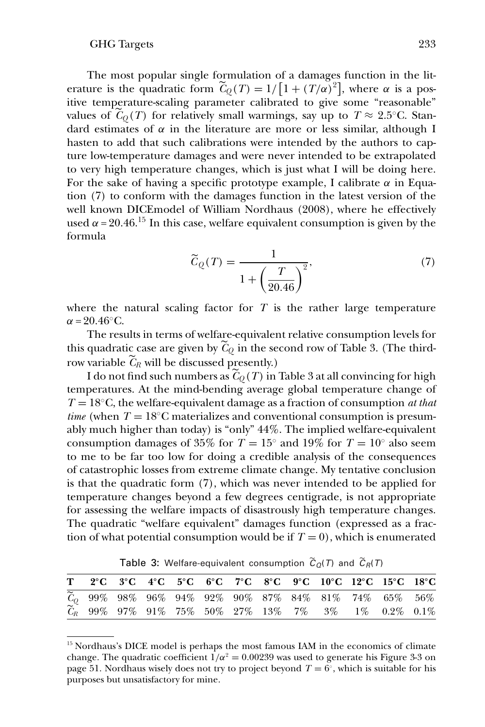The most popular single formulation of a damages function in the literature is the quadratic form $\widetilde{C}_Q(T) = 1/\left[1 + (T/\alpha)^2\right]$, where $\alpha$ is a positive temperature-scaling parameter calibrated to give some "reasonable" values of $\widetilde{C}_Q(T)$ for relatively small warmings, say up to $T \approx 2.5$°C. Standard estimates of $\alpha$ in the literature are more or less similar, although I hasten to add that such calibrations were intended by the authors to capture low-temperature damages and were never intended to be extrapolated to very high temperature changes, which is just what I will be doing here. For the sake of having a specific prototype example, I calibrate $\alpha$ in Equation (7) to conform with the damages function in the latest version of the well known DICEmodel of William Nordhaus (2008), where he effectively used $\alpha = 20.46$.[15] In this case, welfare equivalent consumption is given by the formula

$$\widetilde{C}_Q(T) = \frac{1}{1 + \left(\frac{T}{20.46}\right)^2}, \tag{7}$$

where the natural scaling factor for $T$ is the rather large temperature $\alpha = 20.46$°C.

The results in terms of welfare-equivalent relative consumption levels for this quadratic case are given by $\widetilde{C}_Q$ in the second row of Table 3. (The third-row variable $\widetilde{C}_R$ will be discussed presently.)

I do not find such numbers as $\widetilde{C}_Q(T)$ in Table 3 at all convincing for high temperatures. At the mind-bending average global temperature change of $T = 18$°C, the welfare-equivalent damage as a fraction of consumption *at that time* (when $T = 18$°C materializes and conventional consumption is presumably much higher than today) is "only" 44%. The implied welfare-equivalent consumption damages of 35% for $T = 15°$ and 19% for $T = 10°$ also seem to me to be far too low for doing a credible analysis of the consequences of catastrophic losses from extreme climate change. My tentative conclusion is that the quadratic form (7), which was never intended to be applied for temperature changes beyond a few degrees centigrade, is not appropriate for assessing the welfare impacts of disastrously high temperature changes. The quadratic "welfare equivalent" damages function (expressed as a fraction of what potential consumption would be if $T = 0$), which is enumerated

Table 3: Welfare-equivalent consumption $\widetilde{C}_Q(T)$ and $\widetilde{C}_R(T)$

| T | 2°C | 3°C | 4°C | 5°C | 6°C | 7°C | 8°C | 9°C | 10°C | 12°C | 15°C | 18°C |
|---|---|---|---|---|---|---|---|---|---|---|---|---|
| $\widetilde{C}_Q$ | 99% | 98% | 96% | 94% | 92% | 90% | 87% | 84% | 81% | 74% | 65% | 56% |
| $\widetilde{C}_R$ | 99% | 97% | 91% | 75% | 50% | 27% | 13% | 7% | 3% | 1% | 0.2% | 0.1% |

[15] Nordhaus's DICE model is perhaps the most famous IAM in the economics of climate change. The quadratic coefficient $1/\alpha^2 = 0.00239$ was used to generate his Figure 3-3 on page 51. Nordhaus wisely does not try to project beyond $T = 6°$, which is suitable for his purposes but unsatisfactory for mine.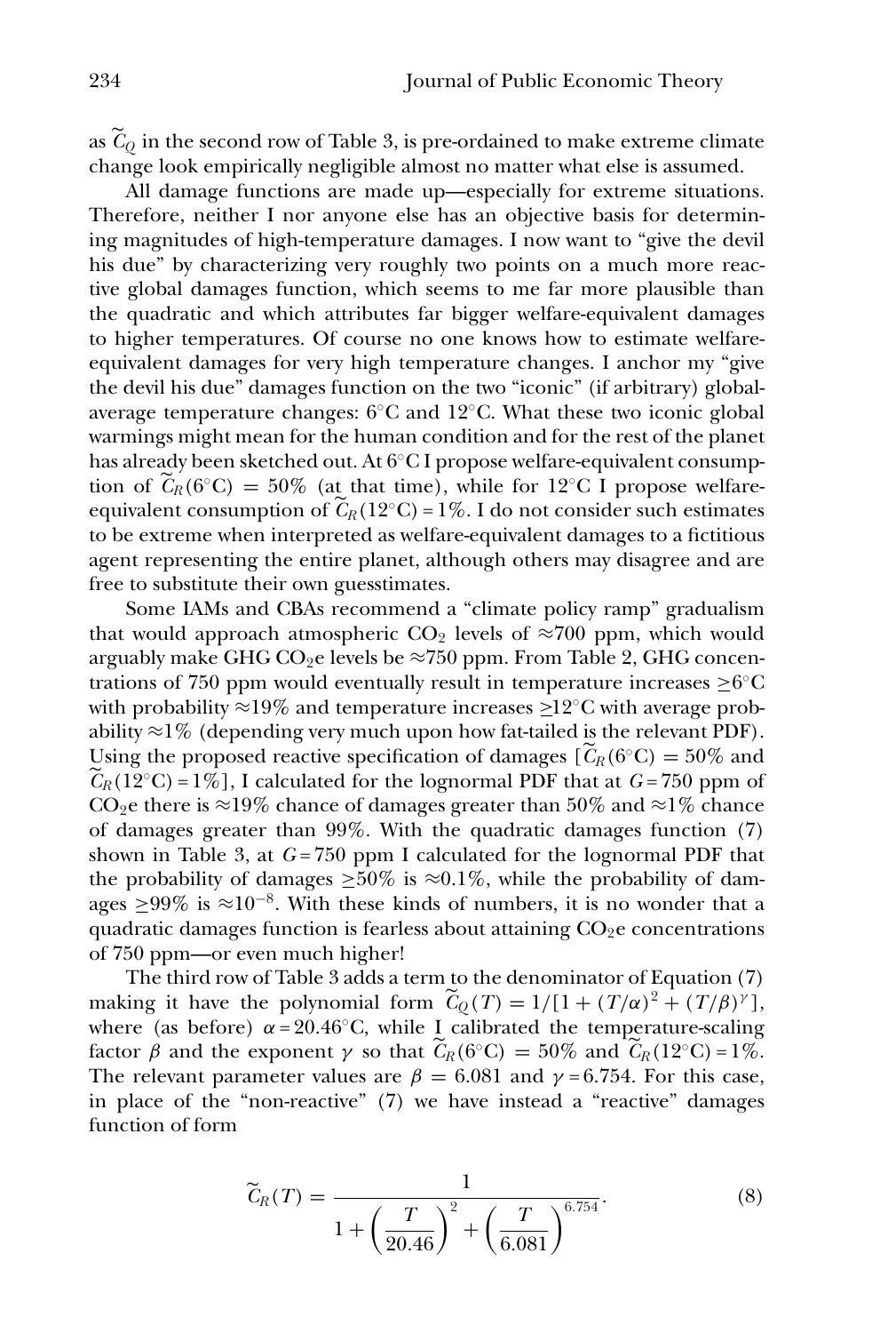as $\widetilde{C}_Q$ in the second row of Table 3, is pre-ordained to make extreme climate change look empirically negligible almost no matter what else is assumed.

All damage functions are made up—especially for extreme situations. Therefore, neither I nor anyone else has an objective basis for determining magnitudes of high-temperature damages. I now want to "give the devil his due" by characterizing very roughly two points on a much more reactive global damages function, which seems to me far more plausible than the quadratic and which attributes far bigger welfare-equivalent damages to higher temperatures. Of course no one knows how to estimate welfare-equivalent damages for very high temperature changes. I anchor my "give the devil his due" damages function on the two "iconic" (if arbitrary) global-average temperature changes: 6°C and 12°C. What these two iconic global warmings might mean for the human condition and for the rest of the planet has already been sketched out. At 6°C I propose welfare-equivalent consumption of $\widetilde{C}_R(6^\circ\text{C}) = 50\%$ (at that time), while for 12°C I propose welfare-equivalent consumption of $\widetilde{C}_R(12^\circ\text{C}) = 1\%$. I do not consider such estimates to be extreme when interpreted as welfare-equivalent damages to a fictitious agent representing the entire planet, although others may disagree and are free to substitute their own guesstimates.

Some IAMs and CBAs recommend a "climate policy ramp" gradualism that would approach atmospheric $CO_2$ levels of ≈700 ppm, which would arguably make GHG $CO_2$e levels be ≈750 ppm. From Table 2, GHG concentrations of 750 ppm would eventually result in temperature increases ≥6°C with probability ≈19% and temperature increases ≥12°C with average probability ≈1% (depending very much upon how fat-tailed is the relevant PDF). Using the proposed reactive specification of damages [$\widetilde{C}_R(6^\circ\text{C}) = 50\%$ and $\widetilde{C}_R(12^\circ\text{C}) = 1\%$], I calculated for the lognormal PDF that at $G = 750$ ppm of $CO_2$e there is ≈19% chance of damages greater than 50% and ≈1% chance of damages greater than 99%. With the quadratic damages function (7) shown in Table 3, at $G = 750$ ppm I calculated for the lognormal PDF that the probability of damages ≥50% is ≈0.1%, while the probability of damages ≥99% is $\approx 10^{-8}$. With these kinds of numbers, it is no wonder that a quadratic damages function is fearless about attaining $CO_2$e concentrations of 750 ppm—or even much higher!

The third row of Table 3 adds a term to the denominator of Equation (7) making it have the polynomial form $\widetilde{C}_Q(T) = 1/[1 + (T/\alpha)^2 + (T/\beta)^\gamma]$, where (as before) $\alpha = 20.46^\circ\text{C}$, while I calibrated the temperature-scaling factor $\beta$ and the exponent $\gamma$ so that $\widetilde{C}_R(6^\circ\text{C}) = 50\%$ and $\widetilde{C}_R(12^\circ\text{C}) = 1\%$. The relevant parameter values are $\beta = 6.081$ and $\gamma = 6.754$. For this case, in place of the "non-reactive" (7) we have instead a "reactive" damages function of form

$$\widetilde{C}_R(T) = \frac{1}{1 + \left(\dfrac{T}{20.46}\right)^2 + \left(\dfrac{T}{6.081}\right)^{6.754}}. \tag{8}$$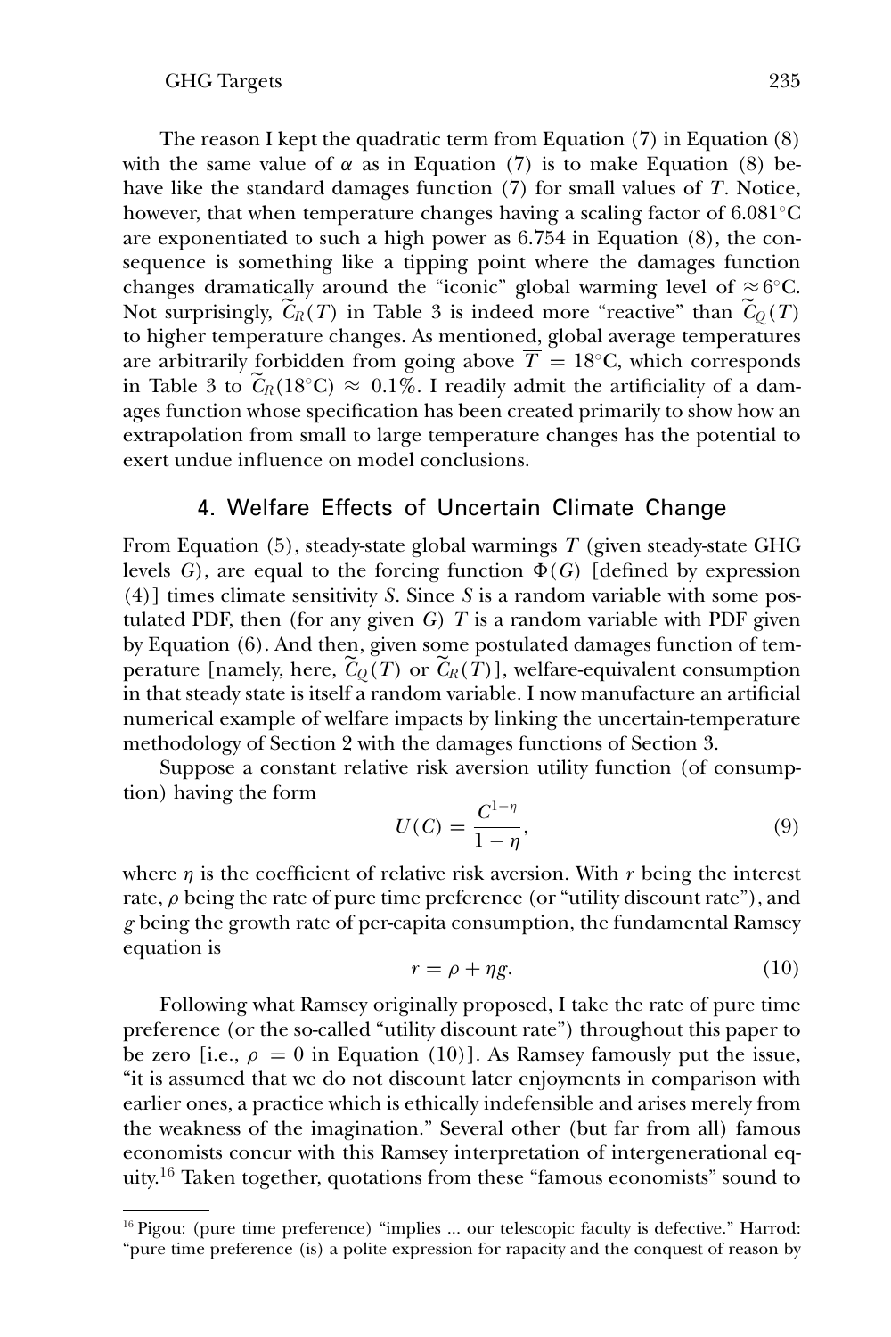The reason I kept the quadratic term from Equation (7) in Equation (8) with the same value of $\alpha$ as in Equation (7) is to make Equation (8) behave like the standard damages function (7) for small values of $T$. Notice, however, that when temperature changes having a scaling factor of 6.081°C are exponentiated to such a high power as 6.754 in Equation (8), the consequence is something like a tipping point where the damages function changes dramatically around the "iconic" global warming level of $\approx 6$°C. Not surprisingly, $\widetilde{C}_R(T)$ in Table 3 is indeed more "reactive" than $\widetilde{C}_Q(T)$ to higher temperature changes. As mentioned, global average temperatures are arbitrarily forbidden from going above $\overline{T} = 18$°C, which corresponds in Table 3 to $\widetilde{C}_R(18°\text{C}) \approx 0.1\%$. I readily admit the artificiality of a damages function whose specification has been created primarily to show how an extrapolation from small to large temperature changes has the potential to exert undue influence on model conclusions.

## 4. Welfare Effects of Uncertain Climate Change

From Equation (5), steady-state global warmings $T$ (given steady-state GHG levels $G$), are equal to the forcing function $\Phi(G)$ [defined by expression (4)] times climate sensitivity $S$. Since $S$ is a random variable with some postulated PDF, then (for any given $G$) $T$ is a random variable with PDF given by Equation (6). And then, given some postulated damages function of temperature [namely, here, $\widetilde{C}_Q(T)$ or $\widetilde{C}_R(T)$], welfare-equivalent consumption in that steady state is itself a random variable. I now manufacture an artificial numerical example of welfare impacts by linking the uncertain-temperature methodology of Section 2 with the damages functions of Section 3.

Suppose a constant relative risk aversion utility function (of consumption) having the form

$$U(C) = \frac{C^{1-\eta}}{1-\eta}, \tag{9}$$

where $\eta$ is the coefficient of relative risk aversion. With $r$ being the interest rate, $\rho$ being the rate of pure time preference (or "utility discount rate"), and $g$ being the growth rate of per-capita consumption, the fundamental Ramsey equation is

$$r = \rho + \eta g. \tag{10}$$

Following what Ramsey originally proposed, I take the rate of pure time preference (or the so-called "utility discount rate") throughout this paper to be zero [i.e., $\rho = 0$ in Equation (10)]. As Ramsey famously put the issue, "it is assumed that we do not discount later enjoyments in comparison with earlier ones, a practice which is ethically indefensible and arises merely from the weakness of the imagination." Several other (but far from all) famous economists concur with this Ramsey interpretation of intergenerational equity.[16] Taken together, quotations from these "famous economists" sound to

[16] Pigou: (pure time preference) "implies ... our telescopic faculty is defective." Harrod: "pure time preference (is) a polite expression for rapacity and the conquest of reason by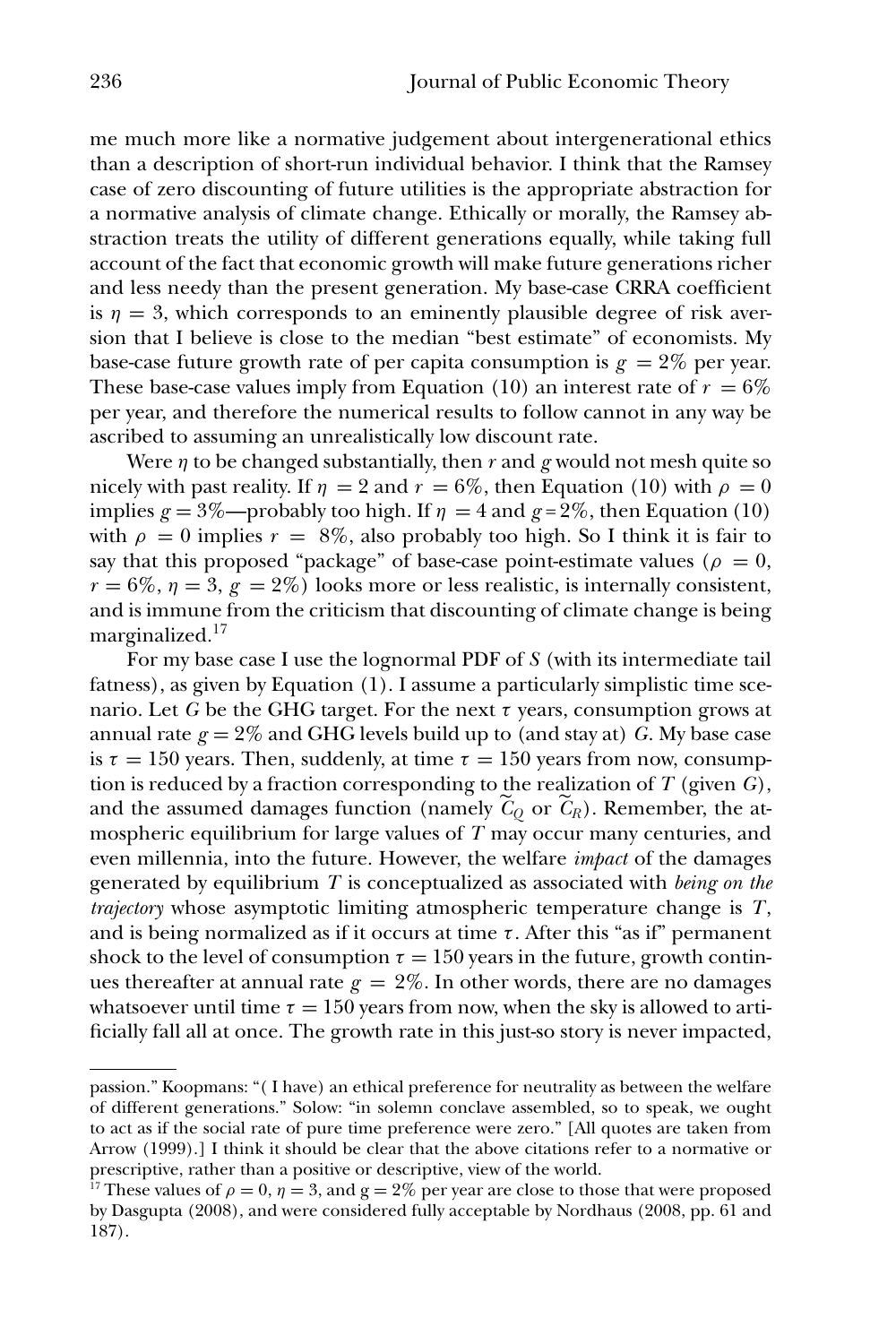me much more like a normative judgement about intergenerational ethics than a description of short-run individual behavior. I think that the Ramsey case of zero discounting of future utilities is the appropriate abstraction for a normative analysis of climate change. Ethically or morally, the Ramsey abstraction treats the utility of different generations equally, while taking full account of the fact that economic growth will make future generations richer and less needy than the present generation. My base-case CRRA coefficient is $\eta = 3$, which corresponds to an eminently plausible degree of risk aversion that I believe is close to the median "best estimate" of economists. My base-case future growth rate of per capita consumption is $g = 2\%$ per year. These base-case values imply from Equation (10) an interest rate of $r = 6\%$ per year, and therefore the numerical results to follow cannot in any way be ascribed to assuming an unrealistically low discount rate.

Were $\eta$ to be changed substantially, then $r$ and $g$ would not mesh quite so nicely with past reality. If $\eta = 2$ and $r = 6\%$, then Equation (10) with $\rho = 0$ implies $g = 3\%$—probably too high. If $\eta = 4$ and $g = 2\%$, then Equation (10) with $\rho = 0$ implies $r = 8\%$, also probably too high. So I think it is fair to say that this proposed "package" of base-case point-estimate values ($\rho = 0$, $r = 6\%$, $\eta = 3$, $g = 2\%$) looks more or less realistic, is internally consistent, and is immune from the criticism that discounting of climate change is being marginalized.[17]

For my base case I use the lognormal PDF of $S$ (with its intermediate tail fatness), as given by Equation (1). I assume a particularly simplistic time scenario. Let $G$ be the GHG target. For the next $\tau$ years, consumption grows at annual rate $g = 2\%$ and GHG levels build up to (and stay at) $G$. My base case is $\tau = 150$ years. Then, suddenly, at time $\tau = 150$ years from now, consumption is reduced by a fraction corresponding to the realization of $T$ (given $G$), and the assumed damages function (namely $\widetilde{C}_Q$ or $\widetilde{C}_R$). Remember, the atmospheric equilibrium for large values of $T$ may occur many centuries, and even millennia, into the future. However, the welfare *impact* of the damages generated by equilibrium $T$ is conceptualized as associated with *being on the trajectory* whose asymptotic limiting atmospheric temperature change is $T$, and is being normalized as if it occurs at time $\tau$. After this "as if" permanent shock to the level of consumption $\tau = 150$ years in the future, growth continues thereafter at annual rate $g = 2\%$. In other words, there are no damages whatsoever until time $\tau = 150$ years from now, when the sky is allowed to artificially fall all at once. The growth rate in this just-so story is never impacted,

---

passion." Koopmans: "( I have) an ethical preference for neutrality as between the welfare of different generations." Solow: "in solemn conclave assembled, so to speak, we ought to act as if the social rate of pure time preference were zero." [All quotes are taken from Arrow (1999).] I think it should be clear that the above citations refer to a normative or prescriptive, rather than a positive or descriptive, view of the world.

[17] These values of $\rho = 0$, $\eta = 3$, and $g = 2\%$ per year are close to those that were proposed by Dasgupta (2008), and were considered fully acceptable by Nordhaus (2008, pp. 61 and 187).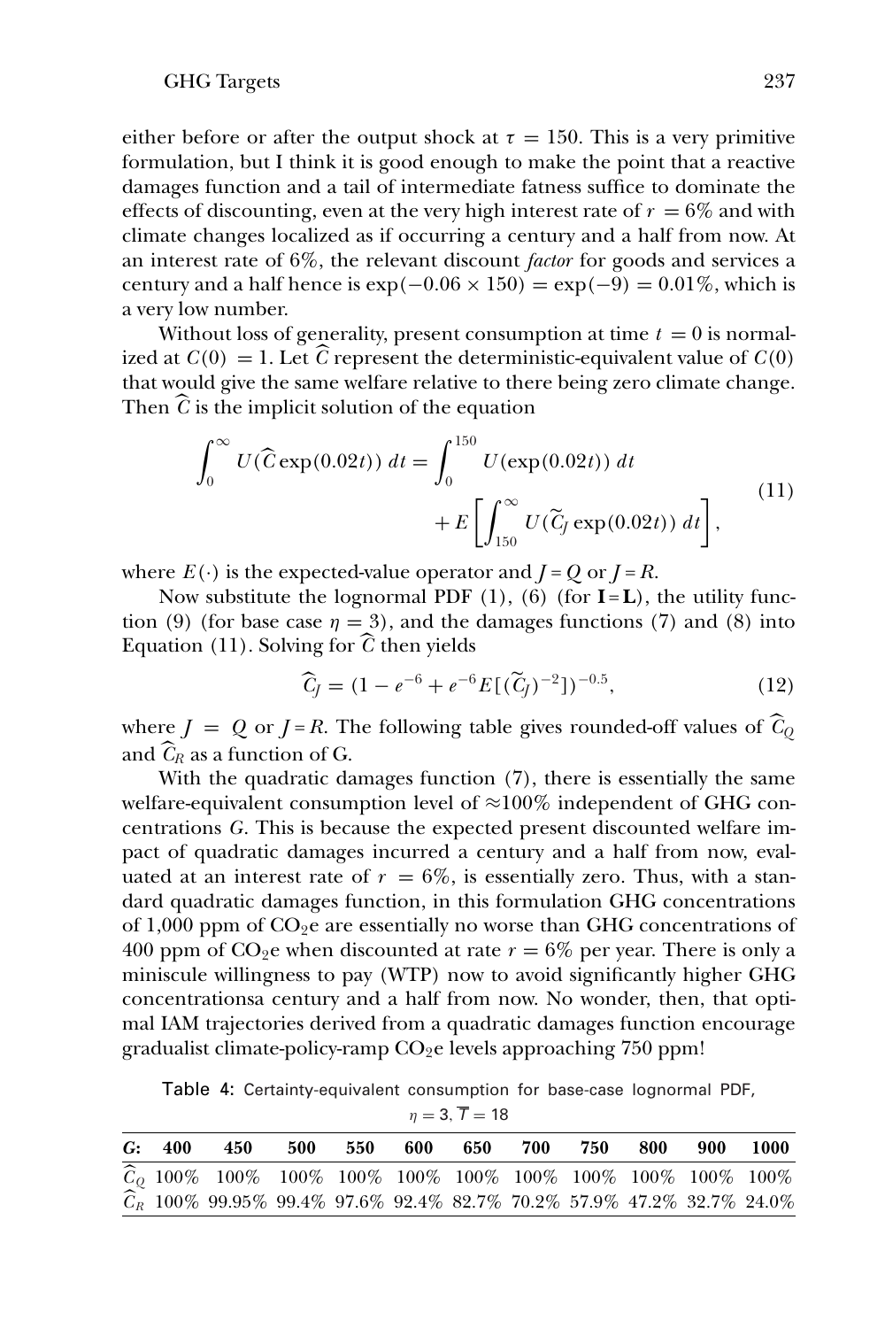either before or after the output shock at $\tau = 150$. This is a very primitive formulation, but I think it is good enough to make the point that a reactive damages function and a tail of intermediate fatness suffice to dominate the effects of discounting, even at the very high interest rate of $r = 6\%$ and with climate changes localized as if occurring a century and a half from now. At an interest rate of 6%, the relevant discount *factor* for goods and services a century and a half hence is $\exp(-0.06 \times 150) = \exp(-9) = 0.01\%$, which is a very low number.

Without loss of generality, present consumption at time $t = 0$ is normalized at $C(0) = 1$. Let $\widehat{C}$ represent the deterministic-equivalent value of $C(0)$ that would give the same welfare relative to there being zero climate change. Then $\widehat{C}$ is the implicit solution of the equation

$$\int_0^{\infty} U(\widehat{C}\exp(0.02t))\, dt = \int_0^{150} U(\exp(0.02t))\, dt + E\left[\int_{150}^{\infty} U(\widetilde{C}_J \exp(0.02t))\, dt\right], \tag{11}$$

where $E(\cdot)$ is the expected-value operator and $J = Q$ or $J = R$.

Now substitute the lognormal PDF (1), (6) (for $\mathbf{I} = \mathbf{L}$), the utility function (9) (for base case $\eta = 3$), and the damages functions (7) and (8) into Equation (11). Solving for $\widehat{C}$ then yields

$$\widehat{C}_J = (1 - e^{-6} + e^{-6} E[(\widetilde{C}_J)^{-2}])^{-0.5}, \tag{12}$$

where $J = Q$ or $J = R$. The following table gives rounded-off values of $\widehat{C}_Q$ and $\widehat{C}_R$ as a function of G.

With the quadratic damages function (7), there is essentially the same welfare-equivalent consumption level of ≈100% independent of GHG concentrations $G$. This is because the expected present discounted welfare impact of quadratic damages incurred a century and a half from now, evaluated at an interest rate of $r = 6\%$, is essentially zero. Thus, with a standard quadratic damages function, in this formulation GHG concentrations of 1,000 ppm of $CO_2$e are essentially no worse than GHG concentrations of 400 ppm of $CO_2$e when discounted at rate $r = 6\%$ per year. There is only a miniscule willingness to pay (WTP) now to avoid significantly higher GHG concentrationsa century and a half from now. No wonder, then, that optimal IAM trajectories derived from a quadratic damages function encourage gradualist climate-policy-ramp $CO_2$e levels approaching 750 ppm!

Table 4: Certainty-equivalent consumption for base-case lognormal PDF, $\eta = 3$, $\overline{T} = 18$

| *G*: | 400 | 450 | 500 | 550 | 600 | 650 | 700 | 750 | 800 | 900 | 1000 |
|---|---|---|---|---|---|---|---|---|---|---|---|
| $\widehat{C}_Q$ | 100% | 100% | 100% | 100% | 100% | 100% | 100% | 100% | 100% | 100% | 100% |
| $\widehat{C}_R$ | 100% | 99.95% | 99.4% | 97.6% | 92.4% | 82.7% | 70.2% | 57.9% | 47.2% | 32.7% | 24.0% |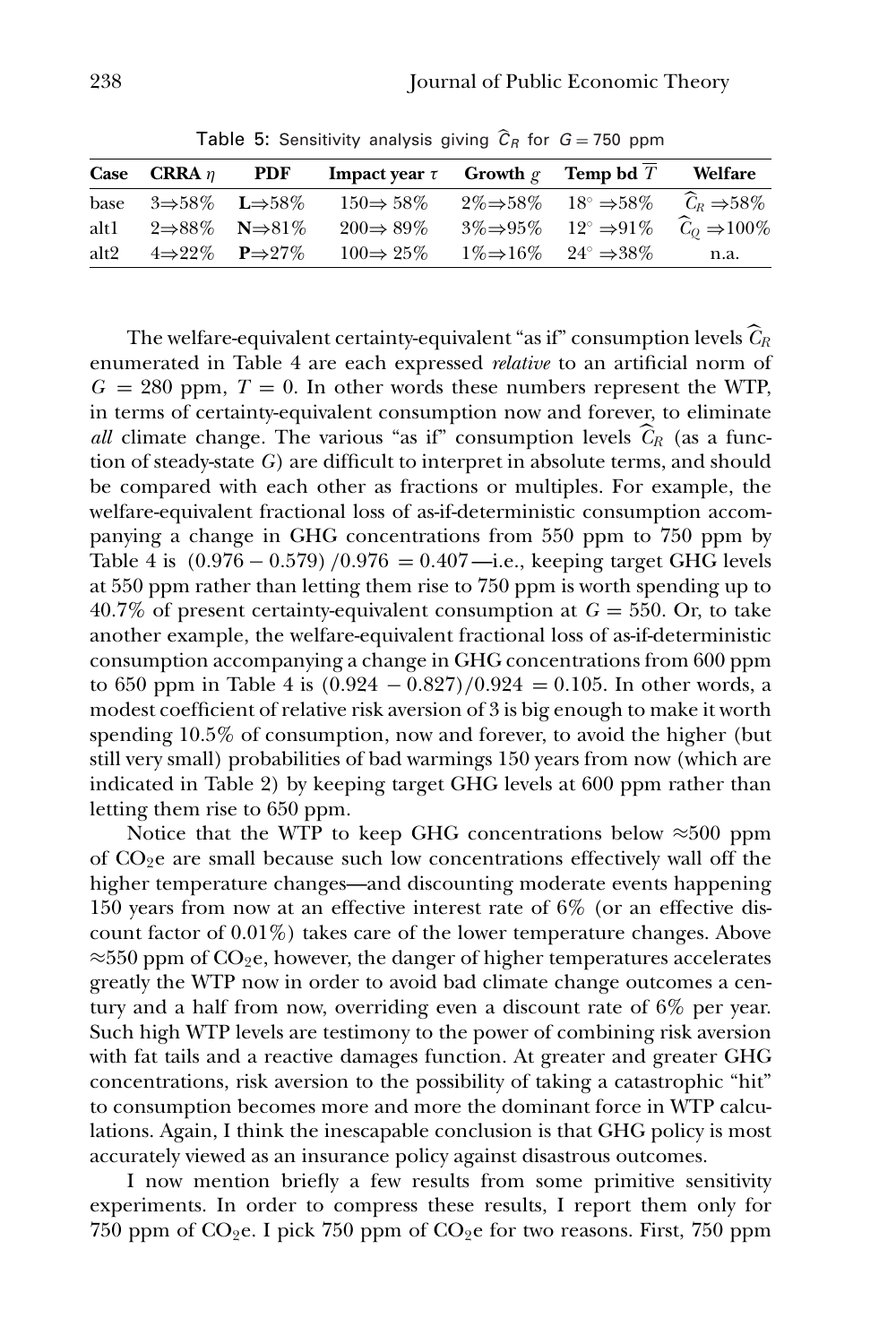Table 5: Sensitivity analysis giving $\widehat{C}_R$ for $G = 750$ ppm

| Case | CRRA $\eta$ | PDF | Impact year $\tau$ | Growth $g$ | Temp bd $\overline{T}$ | Welfare |
|---|---|---|---|---|---|---|
| base | $3 \Rightarrow 58\%$ | $\mathbf{L} \Rightarrow 58\%$ | $150 \Rightarrow 58\%$ | $2\% \Rightarrow 58\%$ | $18^\circ \Rightarrow 58\%$ | $\widehat{C}_R \Rightarrow 58\%$ |
| alt1 | $2 \Rightarrow 88\%$ | $\mathbf{N} \Rightarrow 81\%$ | $200 \Rightarrow 89\%$ | $3\% \Rightarrow 95\%$ | $12^\circ \Rightarrow 91\%$ | $\widehat{C}_Q \Rightarrow 100\%$ |
| alt2 | $4 \Rightarrow 22\%$ | $\mathbf{P} \Rightarrow 27\%$ | $100 \Rightarrow 25\%$ | $1\% \Rightarrow 16\%$ | $24^\circ \Rightarrow 38\%$ | n.a. |

The welfare-equivalent certainty-equivalent "as if" consumption levels $\widehat{C}_R$ enumerated in Table 4 are each expressed *relative* to an artificial norm of $G = 280$ ppm, $T = 0$. In other words these numbers represent the WTP, in terms of certainty-equivalent consumption now and forever, to eliminate *all* climate change. The various "as if" consumption levels $\widehat{C}_R$ (as a function of steady-state $G$) are difficult to interpret in absolute terms, and should be compared with each other as fractions or multiples. For example, the welfare-equivalent fractional loss of as-if-deterministic consumption accompanying a change in GHG concentrations from 550 ppm to 750 ppm by Table 4 is $(0.976 - 0.579)/0.976 = 0.407$—i.e., keeping target GHG levels at 550 ppm rather than letting them rise to 750 ppm is worth spending up to 40.7% of present certainty-equivalent consumption at $G = 550$. Or, to take another example, the welfare-equivalent fractional loss of as-if-deterministic consumption accompanying a change in GHG concentrations from 600 ppm to 650 ppm in Table 4 is $(0.924 - 0.827)/0.924 = 0.105$. In other words, a modest coefficient of relative risk aversion of 3 is big enough to make it worth spending 10.5% of consumption, now and forever, to avoid the higher (but still very small) probabilities of bad warmings 150 years from now (which are indicated in Table 2) by keeping target GHG levels at 600 ppm rather than letting them rise to 650 ppm.

Notice that the WTP to keep GHG concentrations below $\approx$500 ppm of $CO_2$e are small because such low concentrations effectively wall off the higher temperature changes—and discounting moderate events happening 150 years from now at an effective interest rate of 6% (or an effective discount factor of 0.01%) takes care of the lower temperature changes. Above $\approx$550 ppm of $CO_2$e, however, the danger of higher temperatures accelerates greatly the WTP now in order to avoid bad climate change outcomes a century and a half from now, overriding even a discount rate of 6% per year. Such high WTP levels are testimony to the power of combining risk aversion with fat tails and a reactive damages function. At greater and greater GHG concentrations, risk aversion to the possibility of taking a catastrophic "hit" to consumption becomes more and more the dominant force in WTP calculations. Again, I think the inescapable conclusion is that GHG policy is most accurately viewed as an insurance policy against disastrous outcomes.

I now mention briefly a few results from some primitive sensitivity experiments. In order to compress these results, I report them only for 750 ppm of $CO_2$e. I pick 750 ppm of $CO_2$e for two reasons. First, 750 ppm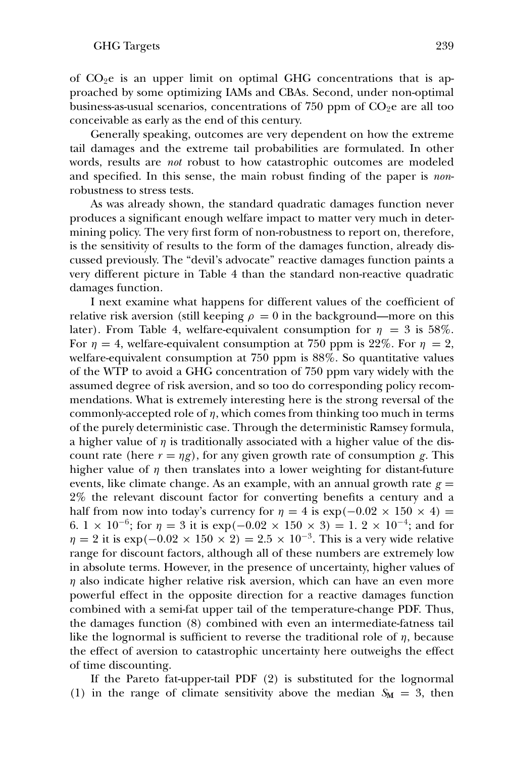of $CO_2e$ is an upper limit on optimal GHG concentrations that is approached by some optimizing IAMs and CBAs. Second, under non-optimal business-as-usual scenarios, concentrations of 750 ppm of $CO_2e$ are all too conceivable as early as the end of this century.

Generally speaking, outcomes are very dependent on how the extreme tail damages and the extreme tail probabilities are formulated. In other words, results are *not* robust to how catastrophic outcomes are modeled and specified. In this sense, the main robust finding of the paper is *non*-robustness to stress tests.

As was already shown, the standard quadratic damages function never produces a significant enough welfare impact to matter very much in determining policy. The very first form of non-robustness to report on, therefore, is the sensitivity of results to the form of the damages function, already discussed previously. The "devil's advocate" reactive damages function paints a very different picture in Table 4 than the standard non-reactive quadratic damages function.

I next examine what happens for different values of the coefficient of relative risk aversion (still keeping $\rho = 0$ in the background—more on this later). From Table 4, welfare-equivalent consumption for $\eta = 3$ is 58%. For $\eta = 4$, welfare-equivalent consumption at 750 ppm is 22%. For $\eta = 2$, welfare-equivalent consumption at 750 ppm is 88%. So quantitative values of the WTP to avoid a GHG concentration of 750 ppm vary widely with the assumed degree of risk aversion, and so too do corresponding policy recommendations. What is extremely interesting here is the strong reversal of the commonly-accepted role of $\eta$, which comes from thinking too much in terms of the purely deterministic case. Through the deterministic Ramsey formula, a higher value of $\eta$ is traditionally associated with a higher value of the discount rate (here $r = \eta g$), for any given growth rate of consumption $g$. This higher value of $\eta$ then translates into a lower weighting for distant-future events, like climate change. As an example, with an annual growth rate $g = 2\%$ the relevant discount factor for converting benefits a century and a half from now into today's currency for $\eta = 4$ is $\exp(-0.02 \times 150 \times 4) = 6.1 \times 10^{-6}$; for $\eta = 3$ it is $\exp(-0.02 \times 150 \times 3) = 1.2 \times 10^{-4}$; and for $\eta = 2$ it is $\exp(-0.02 \times 150 \times 2) = 2.5 \times 10^{-3}$. This is a very wide relative range for discount factors, although all of these numbers are extremely low in absolute terms. However, in the presence of uncertainty, higher values of $\eta$ also indicate higher relative risk aversion, which can have an even more powerful effect in the opposite direction for a reactive damages function combined with a semi-fat upper tail of the temperature-change PDF. Thus, the damages function (8) combined with even an intermediate-fatness tail like the lognormal is sufficient to reverse the traditional role of $\eta$, because the effect of aversion to catastrophic uncertainty here outweighs the effect of time discounting.

If the Pareto fat-upper-tail PDF (2) is substituted for the lognormal (1) in the range of climate sensitivity above the median $S_{\mathbf{M}} = 3$, then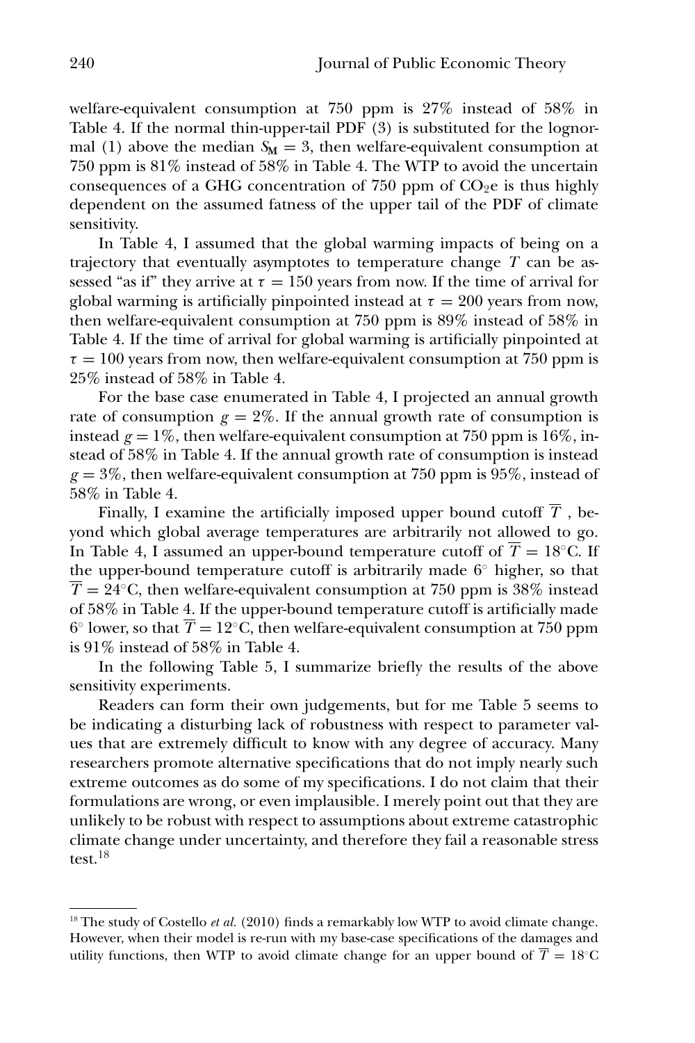welfare-equivalent consumption at 750 ppm is 27% instead of 58% in Table 4. If the normal thin-upper-tail PDF (3) is substituted for the lognormal (1) above the median $S_{\mathbf{M}} = 3$, then welfare-equivalent consumption at 750 ppm is 81% instead of 58% in Table 4. The WTP to avoid the uncertain consequences of a GHG concentration of 750 ppm of $CO_2e$ is thus highly dependent on the assumed fatness of the upper tail of the PDF of climate sensitivity.

In Table 4, I assumed that the global warming impacts of being on a trajectory that eventually asymptotes to temperature change $T$ can be assessed "as if" they arrive at $\tau = 150$ years from now. If the time of arrival for global warming is artificially pinpointed instead at $\tau = 200$ years from now, then welfare-equivalent consumption at 750 ppm is 89% instead of 58% in Table 4. If the time of arrival for global warming is artificially pinpointed at $\tau = 100$ years from now, then welfare-equivalent consumption at 750 ppm is 25% instead of 58% in Table 4.

For the base case enumerated in Table 4, I projected an annual growth rate of consumption $g = 2\%$. If the annual growth rate of consumption is instead $g = 1\%$, then welfare-equivalent consumption at 750 ppm is 16%, instead of 58% in Table 4. If the annual growth rate of consumption is instead $g = 3\%$, then welfare-equivalent consumption at 750 ppm is 95%, instead of 58% in Table 4.

Finally, I examine the artificially imposed upper bound cutoff $\overline{T}$, beyond which global average temperatures are arbitrarily not allowed to go. In Table 4, I assumed an upper-bound temperature cutoff of $\overline{T} = 18°C$. If the upper-bound temperature cutoff is arbitrarily made 6° higher, so that $\overline{T} = 24°C$, then welfare-equivalent consumption at 750 ppm is 38% instead of 58% in Table 4. If the upper-bound temperature cutoff is artificially made 6° lower, so that $\overline{T} = 12°C$, then welfare-equivalent consumption at 750 ppm is 91% instead of 58% in Table 4.

In the following Table 5, I summarize briefly the results of the above sensitivity experiments.

Readers can form their own judgements, but for me Table 5 seems to be indicating a disturbing lack of robustness with respect to parameter values that are extremely difficult to know with any degree of accuracy. Many researchers promote alternative specifications that do not imply nearly such extreme outcomes as do some of my specifications. I do not claim that their formulations are wrong, or even implausible. I merely point out that they are unlikely to be robust with respect to assumptions about extreme catastrophic climate change under uncertainty, and therefore they fail a reasonable stress test.[18]

---

[18] The study of Costello *et al.* (2010) finds a remarkably low WTP to avoid climate change. However, when their model is re-run with my base-case specifications of the damages and utility functions, then WTP to avoid climate change for an upper bound of $\overline{T} = 18°C$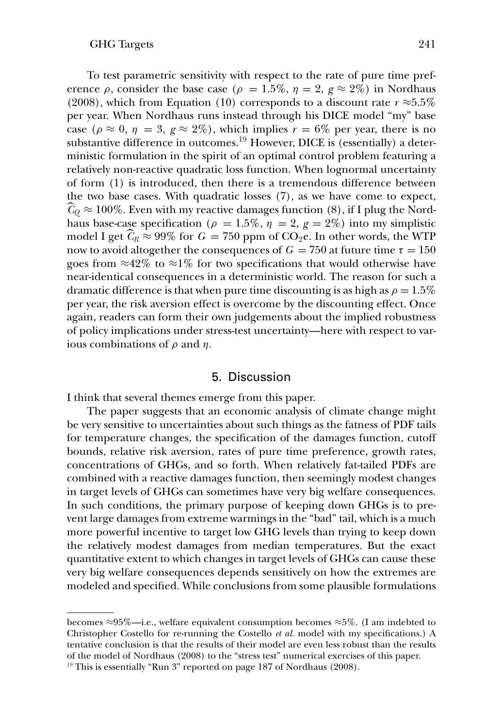To test parametric sensitivity with respect to the rate of pure time preference $\rho$, consider the base case ($\rho = 1.5\%$, $\eta = 2$, $g \approx 2\%$) in Nordhaus (2008), which from Equation (10) corresponds to a discount rate $r \approx 5.5\%$ per year. When Nordhaus runs instead through his DICE model "my" base case ($\rho \approx 0$, $\eta = 3$, $g \approx 2\%$), which implies $r = 6\%$ per year, there is no substantive difference in outcomes.[19] However, DICE is (essentially) a deterministic formulation in the spirit of an optimal control problem featuring a relatively non-reactive quadratic loss function. When lognormal uncertainty of form (1) is introduced, then there is a tremendous difference between the two base cases. With quadratic losses (7), as we have come to expect, $\widehat{C}_Q \approx 100\%$. Even with my reactive damages function (8), if I plug the Nordhaus base-case specification ($\rho = 1.5\%$, $\eta = 2$, $g = 2\%$) into my simplistic model I get $\widehat{C}_R \approx 99\%$ for $G = 750$ ppm of $CO_2e$. In other words, the WTP now to avoid altogether the consequences of $G = 750$ at future time $\tau = 150$ goes from $\approx 42\%$ to $\approx 1\%$ for two specifications that would otherwise have near-identical consequences in a deterministic world. The reason for such a dramatic difference is that when pure time discounting is as high as $\rho = 1.5\%$ per year, the risk aversion effect is overcome by the discounting effect. Once again, readers can form their own judgements about the implied robustness of policy implications under stress-test uncertainty—here with respect to various combinations of $\rho$ and $\eta$.

## 5. Discussion

I think that several themes emerge from this paper.

The paper suggests that an economic analysis of climate change might be very sensitive to uncertainties about such things as the fatness of PDF tails for temperature changes, the specification of the damages function, cutoff bounds, relative risk aversion, rates of pure time preference, growth rates, concentrations of GHGs, and so forth. When relatively fat-tailed PDFs are combined with a reactive damages function, then seemingly modest changes in target levels of GHGs can sometimes have very big welfare consequences. In such conditions, the primary purpose of keeping down GHGs is to prevent large damages from extreme warmings in the "bad" tail, which is a much more powerful incentive to target low GHG levels than trying to keep down the relatively modest damages from median temperatures. But the exact quantitative extent to which changes in target levels of GHGs can cause these very big welfare consequences depends sensitively on how the extremes are modeled and specified. While conclusions from some plausible formulations

---

becomes $\approx 95\%$—i.e., welfare equivalent consumption becomes $\approx 5\%$. (I am indebted to Christopher Costello for re-running the Costello *et al.* model with my specifications.) A tentative conclusion is that the results of their model are even less robust than the results of the model of Nordhaus (2008) to the "stress test" numerical exercises of this paper.

[19] This is essentially "Run 3" reported on page 187 of Nordhaus (2008).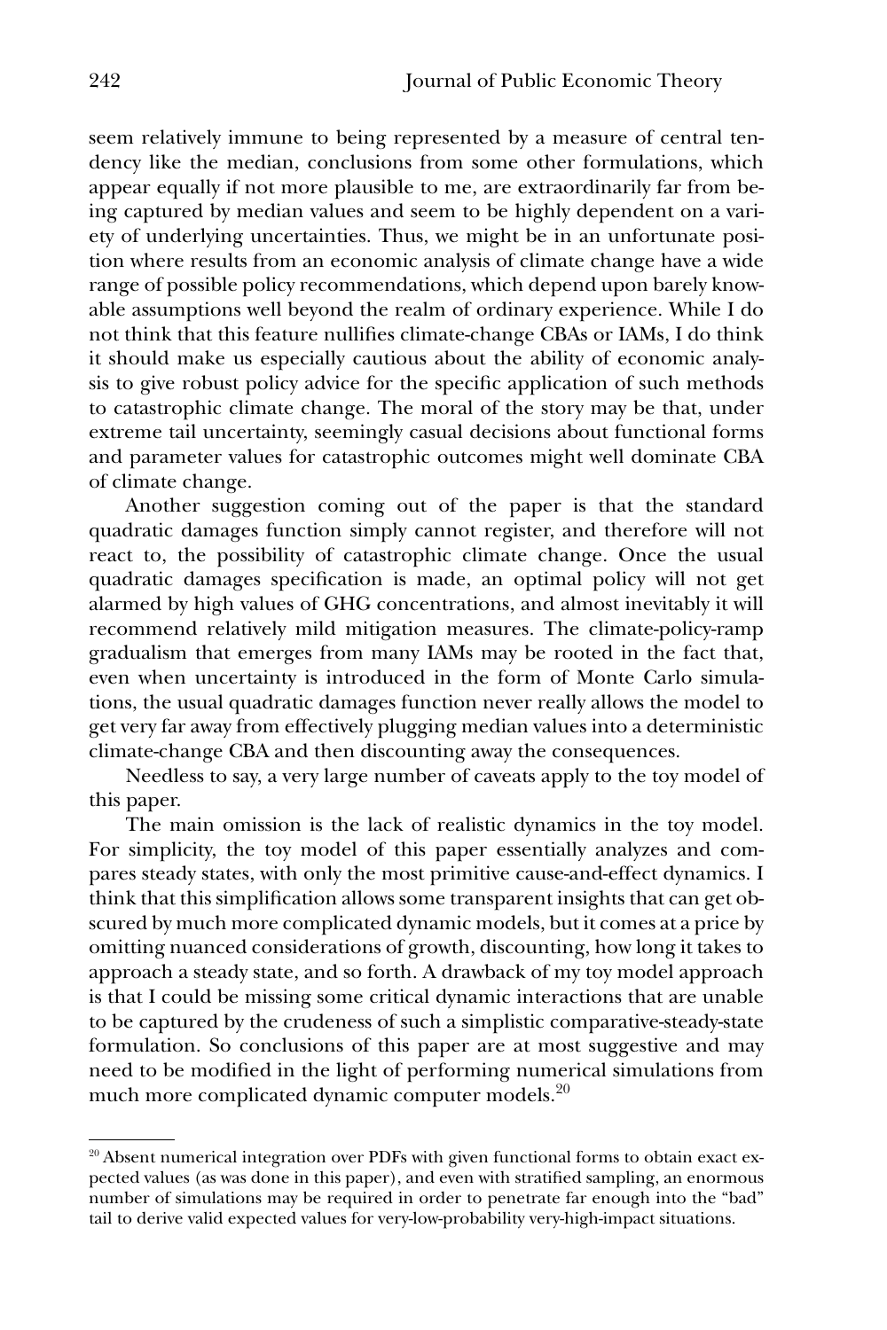seem relatively immune to being represented by a measure of central tendency like the median, conclusions from some other formulations, which appear equally if not more plausible to me, are extraordinarily far from being captured by median values and seem to be highly dependent on a variety of underlying uncertainties. Thus, we might be in an unfortunate position where results from an economic analysis of climate change have a wide range of possible policy recommendations, which depend upon barely knowable assumptions well beyond the realm of ordinary experience. While I do not think that this feature nullifies climate-change CBAs or IAMs, I do think it should make us especially cautious about the ability of economic analysis to give robust policy advice for the specific application of such methods to catastrophic climate change. The moral of the story may be that, under extreme tail uncertainty, seemingly casual decisions about functional forms and parameter values for catastrophic outcomes might well dominate CBA of climate change.

Another suggestion coming out of the paper is that the standard quadratic damages function simply cannot register, and therefore will not react to, the possibility of catastrophic climate change. Once the usual quadratic damages specification is made, an optimal policy will not get alarmed by high values of GHG concentrations, and almost inevitably it will recommend relatively mild mitigation measures. The climate-policy-ramp gradualism that emerges from many IAMs may be rooted in the fact that, even when uncertainty is introduced in the form of Monte Carlo simulations, the usual quadratic damages function never really allows the model to get very far away from effectively plugging median values into a deterministic climate-change CBA and then discounting away the consequences.

Needless to say, a very large number of caveats apply to the toy model of this paper.

The main omission is the lack of realistic dynamics in the toy model. For simplicity, the toy model of this paper essentially analyzes and compares steady states, with only the most primitive cause-and-effect dynamics. I think that this simplification allows some transparent insights that can get obscured by much more complicated dynamic models, but it comes at a price by omitting nuanced considerations of growth, discounting, how long it takes to approach a steady state, and so forth. A drawback of my toy model approach is that I could be missing some critical dynamic interactions that are unable to be captured by the crudeness of such a simplistic comparative-steady-state formulation. So conclusions of this paper are at most suggestive and may need to be modified in the light of performing numerical simulations from much more complicated dynamic computer models.[20]

[20] Absent numerical integration over PDFs with given functional forms to obtain exact expected values (as was done in this paper), and even with stratified sampling, an enormous number of simulations may be required in order to penetrate far enough into the "bad" tail to derive valid expected values for very-low-probability very-high-impact situations.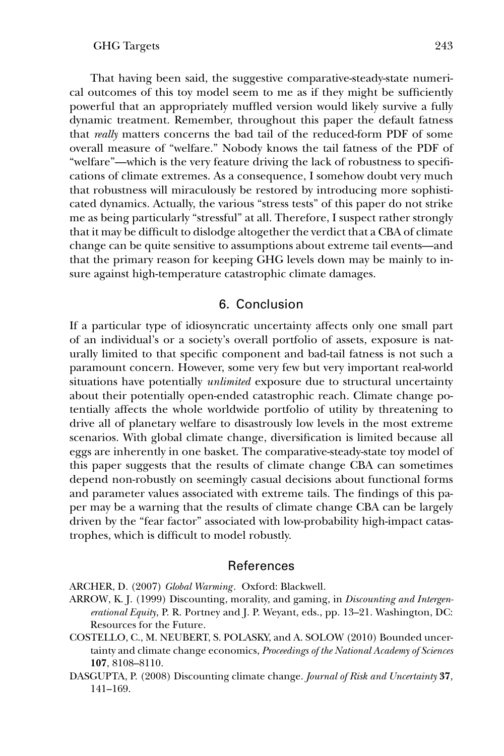That having been said, the suggestive comparative-steady-state numerical outcomes of this toy model seem to me as if they might be sufficiently powerful that an appropriately muffled version would likely survive a fully dynamic treatment. Remember, throughout this paper the default fatness that *really* matters concerns the bad tail of the reduced-form PDF of some overall measure of "welfare." Nobody knows the tail fatness of the PDF of "welfare"—which is the very feature driving the lack of robustness to specifications of climate extremes. As a consequence, I somehow doubt very much that robustness will miraculously be restored by introducing more sophisticated dynamics. Actually, the various "stress tests" of this paper do not strike me as being particularly "stressful" at all. Therefore, I suspect rather strongly that it may be difficult to dislodge altogether the verdict that a CBA of climate change can be quite sensitive to assumptions about extreme tail events—and that the primary reason for keeping GHG levels down may be mainly to insure against high-temperature catastrophic climate damages.

## 6. Conclusion

If a particular type of idiosyncratic uncertainty affects only one small part of an individual's or a society's overall portfolio of assets, exposure is naturally limited to that specific component and bad-tail fatness is not such a paramount concern. However, some very few but very important real-world situations have potentially *unlimited* exposure due to structural uncertainty about their potentially open-ended catastrophic reach. Climate change potentially affects the whole worldwide portfolio of utility by threatening to drive all of planetary welfare to disastrously low levels in the most extreme scenarios. With global climate change, diversification is limited because all eggs are inherently in one basket. The comparative-steady-state toy model of this paper suggests that the results of climate change CBA can sometimes depend non-robustly on seemingly casual decisions about functional forms and parameter values associated with extreme tails. The findings of this paper may be a warning that the results of climate change CBA can be largely driven by the "fear factor" associated with low-probability high-impact catastrophes, which is difficult to model robustly.

## References

ARCHER, D. (2007) *Global Warming*. Oxford: Blackwell.

ARROW, K. J. (1999) Discounting, morality, and gaming, in *Discounting and Intergenerational Equity*, P. R. Portney and J. P. Weyant, eds., pp. 13–21. Washington, DC: Resources for the Future.

COSTELLO, C., M. NEUBERT, S. POLASKY, and A. SOLOW (2010) Bounded uncertainty and climate change economics, *Proceedings of the National Academy of Sciences* **107**, 8108–8110.

DASGUPTA, P. (2008) Discounting climate change. *Journal of Risk and Uncertainty* **37**, 141–169.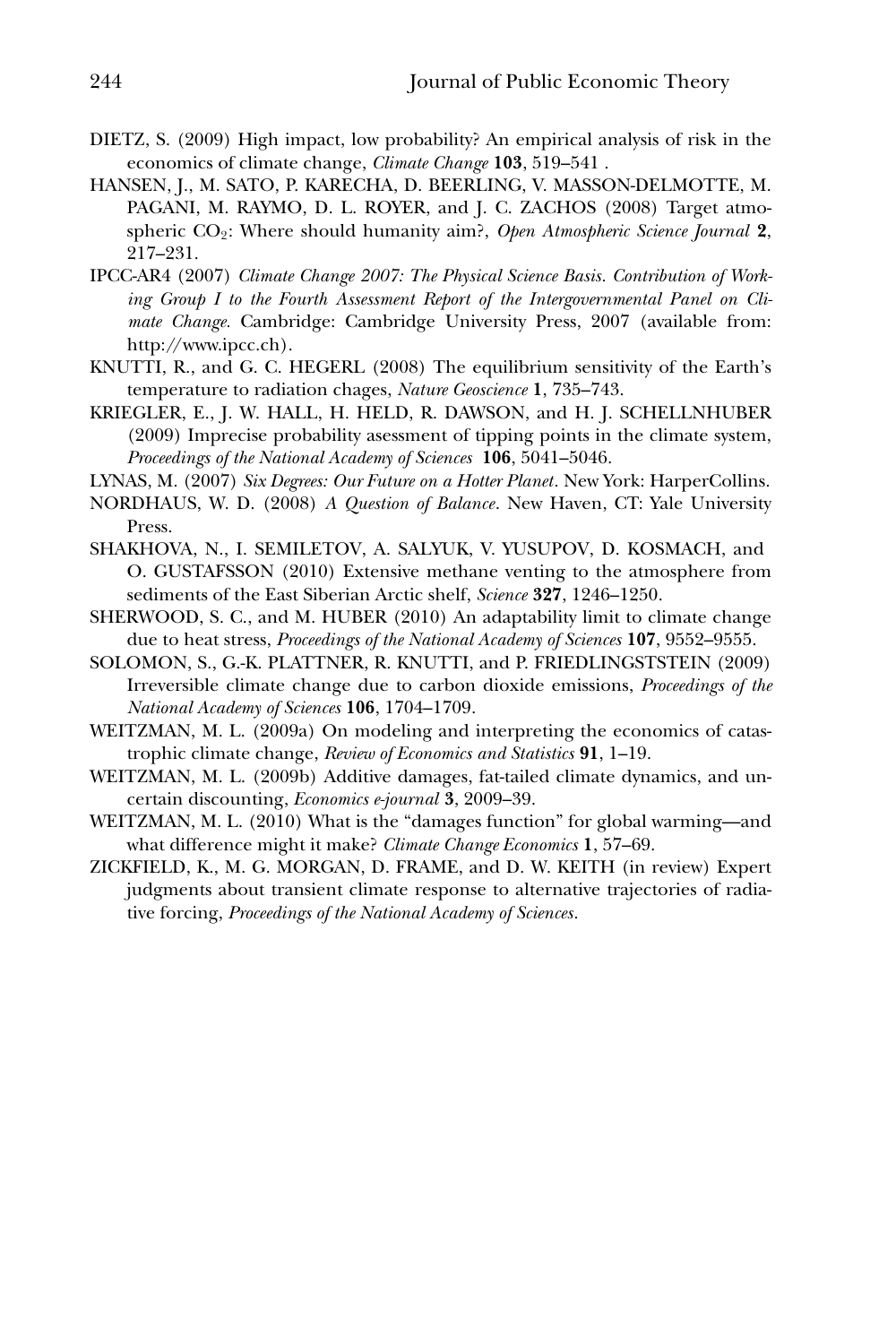DIETZ, S. (2009) High impact, low probability? An empirical analysis of risk in the economics of climate change, *Climate Change* **103**, 519–541 .

HANSEN, J., M. SATO, P. KARECHA, D. BEERLING, V. MASSON-DELMOTTE, M. PAGANI, M. RAYMO, D. L. ROYER, and J. C. ZACHOS (2008) Target atmospheric $CO_2$: Where should humanity aim?, *Open Atmospheric Science Journal* **2**, 217–231.

IPCC-AR4 (2007) *Climate Change 2007: The Physical Science Basis. Contribution of Working Group I to the Fourth Assessment Report of the Intergovernmental Panel on Climate Change*. Cambridge: Cambridge University Press, 2007 (available from: http://www.ipcc.ch).

KNUTTI, R., and G. C. HEGERL (2008) The equilibrium sensitivity of the Earth's temperature to radiation chages, *Nature Geoscience* **1**, 735–743.

KRIEGLER, E., J. W. HALL, H. HELD, R. DAWSON, and H. J. SCHELLNHUBER (2009) Imprecise probability asessment of tipping points in the climate system, *Proceedings of the National Academy of Sciences* **106**, 5041–5046.

LYNAS, M. (2007) *Six Degrees: Our Future on a Hotter Planet*. New York: HarperCollins.

NORDHAUS, W. D. (2008) *A Question of Balance*. New Haven, CT: Yale University Press.

SHAKHOVA, N., I. SEMILETOV, A. SALYUK, V. YUSUPOV, D. KOSMACH, and O. GUSTAFSSON (2010) Extensive methane venting to the atmosphere from sediments of the East Siberian Arctic shelf, *Science* **327**, 1246–1250.

SHERWOOD, S. C., and M. HUBER (2010) An adaptability limit to climate change due to heat stress, *Proceedings of the National Academy of Sciences* **107**, 9552–9555.

SOLOMON, S., G.-K. PLATTNER, R. KNUTTI, and P. FRIEDLINGSTSTEIN (2009) Irreversible climate change due to carbon dioxide emissions, *Proceedings of the National Academy of Sciences* **106**, 1704–1709.

WEITZMAN, M. L. (2009a) On modeling and interpreting the economics of catastrophic climate change, *Review of Economics and Statistics* **91**, 1–19.

WEITZMAN, M. L. (2009b) Additive damages, fat-tailed climate dynamics, and uncertain discounting, *Economics e-journal* **3**, 2009–39.

WEITZMAN, M. L. (2010) What is the "damages function" for global warming—and what difference might it make? *Climate Change Economics* **1**, 57–69.

ZICKFIELD, K., M. G. MORGAN, D. FRAME, and D. W. KEITH (in review) Expert judgments about transient climate response to alternative trajectories of radiative forcing, *Proceedings of the National Academy of Sciences*.